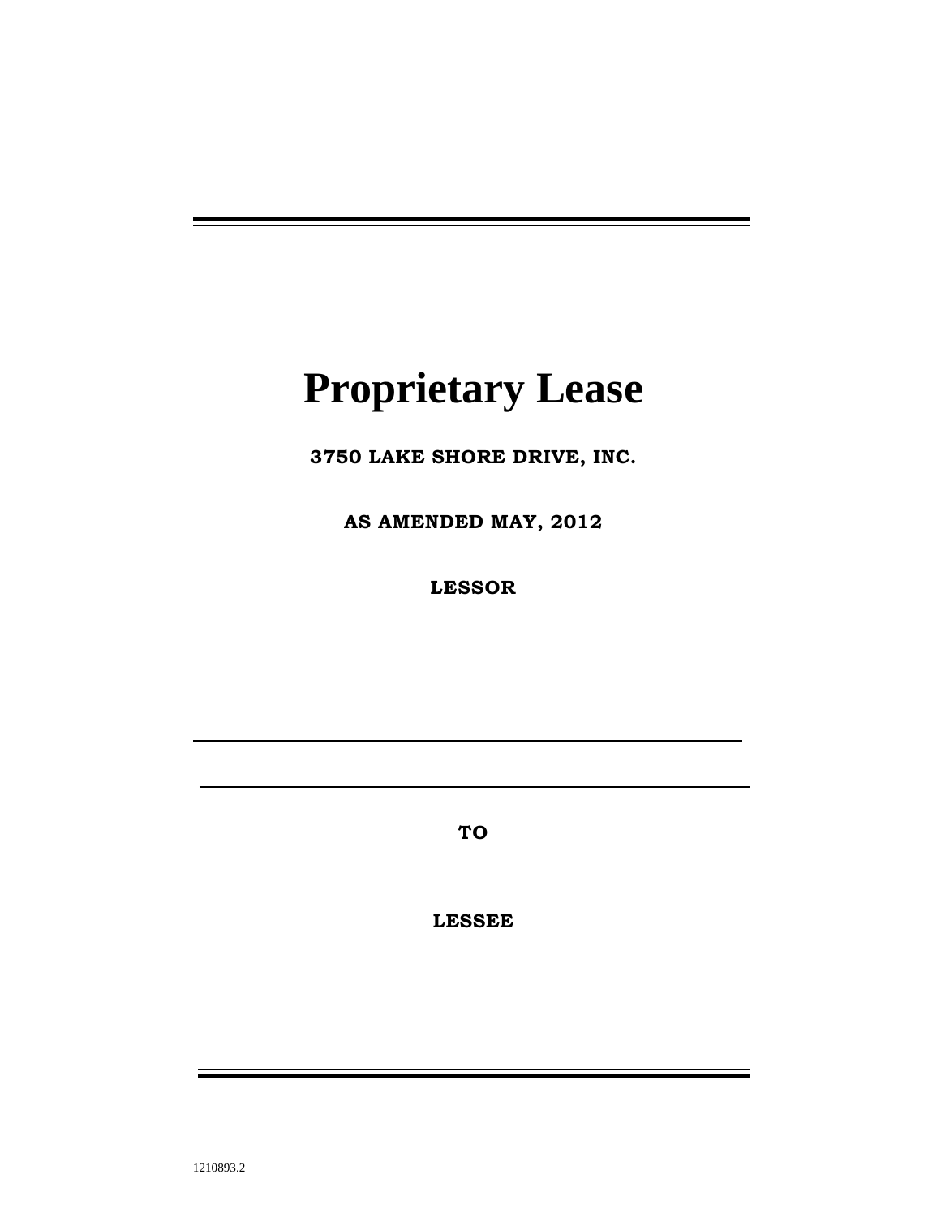# Proprietary Lease

**3750 LAKE SHORE DRIVE, INC.**

**AS AMENDED MAY, 2012**

**LESSOR**

---

---

**TO**

**LESSEE**

1210893.2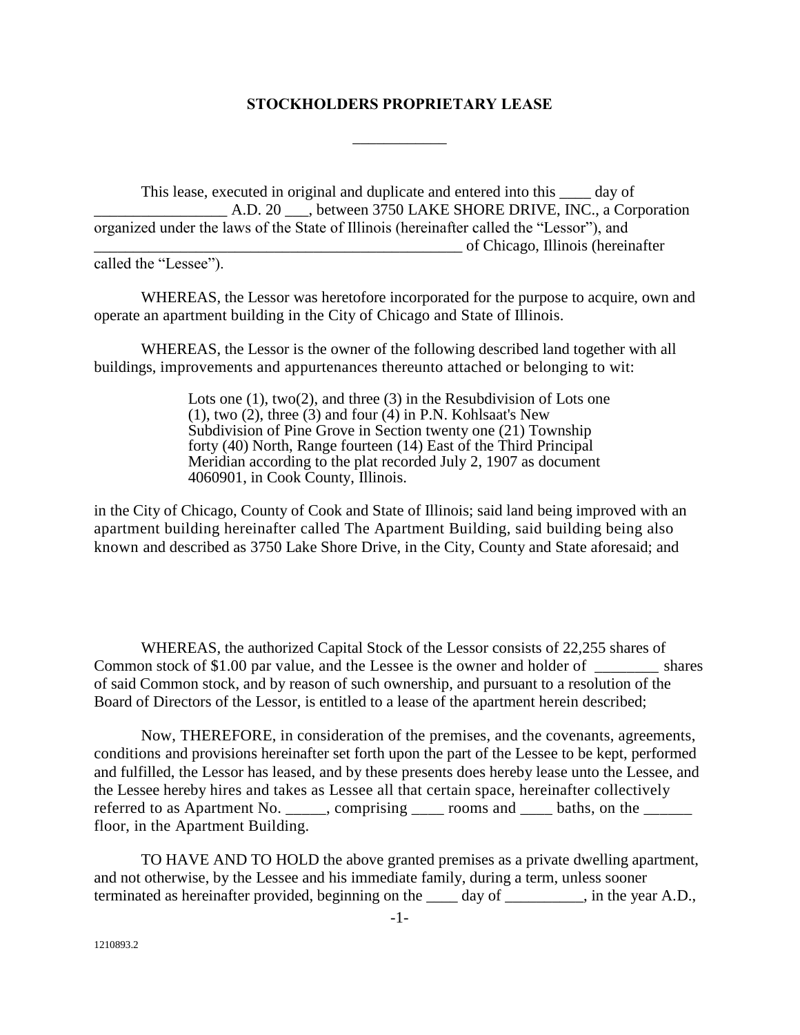# STOCKHOLDERS PROPRIETARY LEASE

___________

This lease, executed in original and duplicate and entered into this ____ day of _________________ A.D. 20 ___, between 3750 LAKE SHORE DRIVE, INC., a Corporation organized under the laws of the State of Illinois (hereinafter called the "Lessor"), and _________________________________________________ of Chicago, Illinois (hereinafter called the "Lessee").

WHEREAS, the Lessor was heretofore incorporated for the purpose to acquire, own and operate an apartment building in the City of Chicago and State of Illinois.

WHEREAS, the Lessor is the owner of the following described land together with all buildings, improvements and appurtenances thereunto attached or belonging to wit:

> Lots one (1), two(2), and three (3) in the Resubdivision of Lots one (1), two (2), three (3) and four (4) in P.N. Kohlsaat's New Subdivision of Pine Grove in Section twenty one (21) Township forty (40) North, Range fourteen (14) East of the Third Principal Meridian according to the plat recorded July 2, 1907 as document 4060901, in Cook County, Illinois.

in the City of Chicago, County of Cook and State of Illinois; said land being improved with an apartment building hereinafter called The Apartment Building, said building being also known and described as 3750 Lake Shore Drive, in the City, County and State aforesaid; and

WHEREAS, the authorized Capital Stock of the Lessor consists of 22,255 shares of Common stock of $1.00 par value, and the Lessee is the owner and holder of ________ shares of said Common stock, and by reason of such ownership, and pursuant to a resolution of the Board of Directors of the Lessor, is entitled to a lease of the apartment herein described;

Now, THEREFORE, in consideration of the premises, and the covenants, agreements, conditions and provisions hereinafter set forth upon the part of the Lessee to be kept, performed and fulfilled, the Lessor has leased, and by these presents does hereby lease unto the Lessee, and the Lessee hereby hires and takes as Lessee all that certain space, hereinafter collectively referred to as Apartment No. _____, comprising ____ rooms and ____ baths, on the ______ floor, in the Apartment Building.

TO HAVE AND TO HOLD the above granted premises as a private dwelling apartment, and not otherwise, by the Lessee and his immediate family, during a term, unless sooner terminated as hereinafter provided, beginning on the ____ day of __________, in the year A.D.,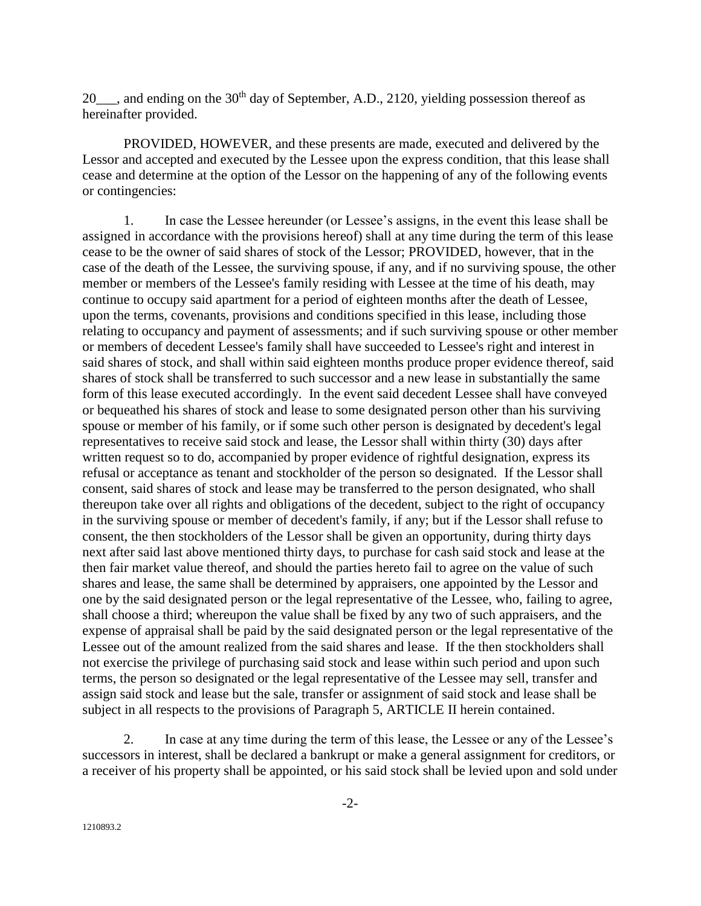20___, and ending on the 30th day of September, A.D., 2120, yielding possession thereof as hereinafter provided.

PROVIDED, HOWEVER, and these presents are made, executed and delivered by the Lessor and accepted and executed by the Lessee upon the express condition, that this lease shall cease and determine at the option of the Lessor on the happening of any of the following events or contingencies:

1. In case the Lessee hereunder (or Lessee's assigns, in the event this lease shall be assigned in accordance with the provisions hereof) shall at any time during the term of this lease cease to be the owner of said shares of stock of the Lessor; PROVIDED, however, that in the case of the death of the Lessee, the surviving spouse, if any, and if no surviving spouse, the other member or members of the Lessee's family residing with Lessee at the time of his death, may continue to occupy said apartment for a period of eighteen months after the death of Lessee, upon the terms, covenants, provisions and conditions specified in this lease, including those relating to occupancy and payment of assessments; and if such surviving spouse or other member or members of decedent Lessee's family shall have succeeded to Lessee's right and interest in said shares of stock, and shall within said eighteen months produce proper evidence thereof, said shares of stock shall be transferred to such successor and a new lease in substantially the same form of this lease executed accordingly. In the event said decedent Lessee shall have conveyed or bequeathed his shares of stock and lease to some designated person other than his surviving spouse or member of his family, or if some such other person is designated by decedent's legal representatives to receive said stock and lease, the Lessor shall within thirty (30) days after written request so to do, accompanied by proper evidence of rightful designation, express its refusal or acceptance as tenant and stockholder of the person so designated. If the Lessor shall consent, said shares of stock and lease may be transferred to the person designated, who shall thereupon take over all rights and obligations of the decedent, subject to the right of occupancy in the surviving spouse or member of decedent's family, if any; but if the Lessor shall refuse to consent, the then stockholders of the Lessor shall be given an opportunity, during thirty days next after said last above mentioned thirty days, to purchase for cash said stock and lease at the then fair market value thereof, and should the parties hereto fail to agree on the value of such shares and lease, the same shall be determined by appraisers, one appointed by the Lessor and one by the said designated person or the legal representative of the Lessee, who, failing to agree, shall choose a third; whereupon the value shall be fixed by any two of such appraisers, and the expense of appraisal shall be paid by the said designated person or the legal representative of the Lessee out of the amount realized from the said shares and lease. If the then stockholders shall not exercise the privilege of purchasing said stock and lease within such period and upon such terms, the person so designated or the legal representative of the Lessee may sell, transfer and assign said stock and lease but the sale, transfer or assignment of said stock and lease shall be subject in all respects to the provisions of Paragraph 5, ARTICLE II herein contained.

2. In case at any time during the term of this lease, the Lessee or any of the Lessee's successors in interest, shall be declared a bankrupt or make a general assignment for creditors, or a receiver of his property shall be appointed, or his said stock shall be levied upon and sold under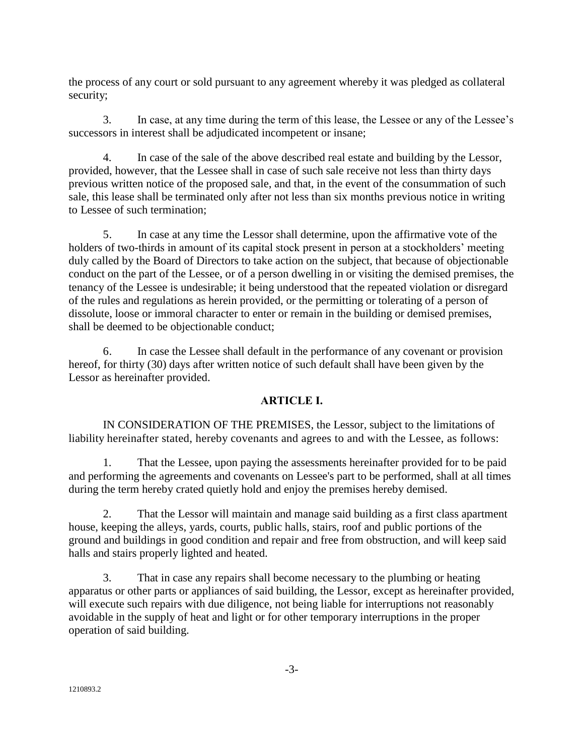the process of any court or sold pursuant to any agreement whereby it was pledged as collateral security;

3. In case, at any time during the term of this lease, the Lessee or any of the Lessee's successors in interest shall be adjudicated incompetent or insane;

4. In case of the sale of the above described real estate and building by the Lessor, provided, however, that the Lessee shall in case of such sale receive not less than thirty days previous written notice of the proposed sale, and that, in the event of the consummation of such sale, this lease shall be terminated only after not less than six months previous notice in writing to Lessee of such termination;

5. In case at any time the Lessor shall determine, upon the affirmative vote of the holders of two-thirds in amount of its capital stock present in person at a stockholders' meeting duly called by the Board of Directors to take action on the subject, that because of objectionable conduct on the part of the Lessee, or of a person dwelling in or visiting the demised premises, the tenancy of the Lessee is undesirable; it being understood that the repeated violation or disregard of the rules and regulations as herein provided, or the permitting or tolerating of a person of dissolute, loose or immoral character to enter or remain in the building or demised premises, shall be deemed to be objectionable conduct;

6. In case the Lessee shall default in the performance of any covenant or provision hereof, for thirty (30) days after written notice of such default shall have been given by the Lessor as hereinafter provided.

## ARTICLE I.

IN CONSIDERATION OF THE PREMISES, the Lessor, subject to the limitations of liability hereinafter stated, hereby covenants and agrees to and with the Lessee, as follows:

1. That the Lessee, upon paying the assessments hereinafter provided for to be paid and performing the agreements and covenants on Lessee's part to be performed, shall at all times during the term hereby crated quietly hold and enjoy the premises hereby demised.

2. That the Lessor will maintain and manage said building as a first class apartment house, keeping the alleys, yards, courts, public halls, stairs, roof and public portions of the ground and buildings in good condition and repair and free from obstruction, and will keep said halls and stairs properly lighted and heated.

3. That in case any repairs shall become necessary to the plumbing or heating apparatus or other parts or appliances of said building, the Lessor, except as hereinafter provided, will execute such repairs with due diligence, not being liable for interruptions not reasonably avoidable in the supply of heat and light or for other temporary interruptions in the proper operation of said building.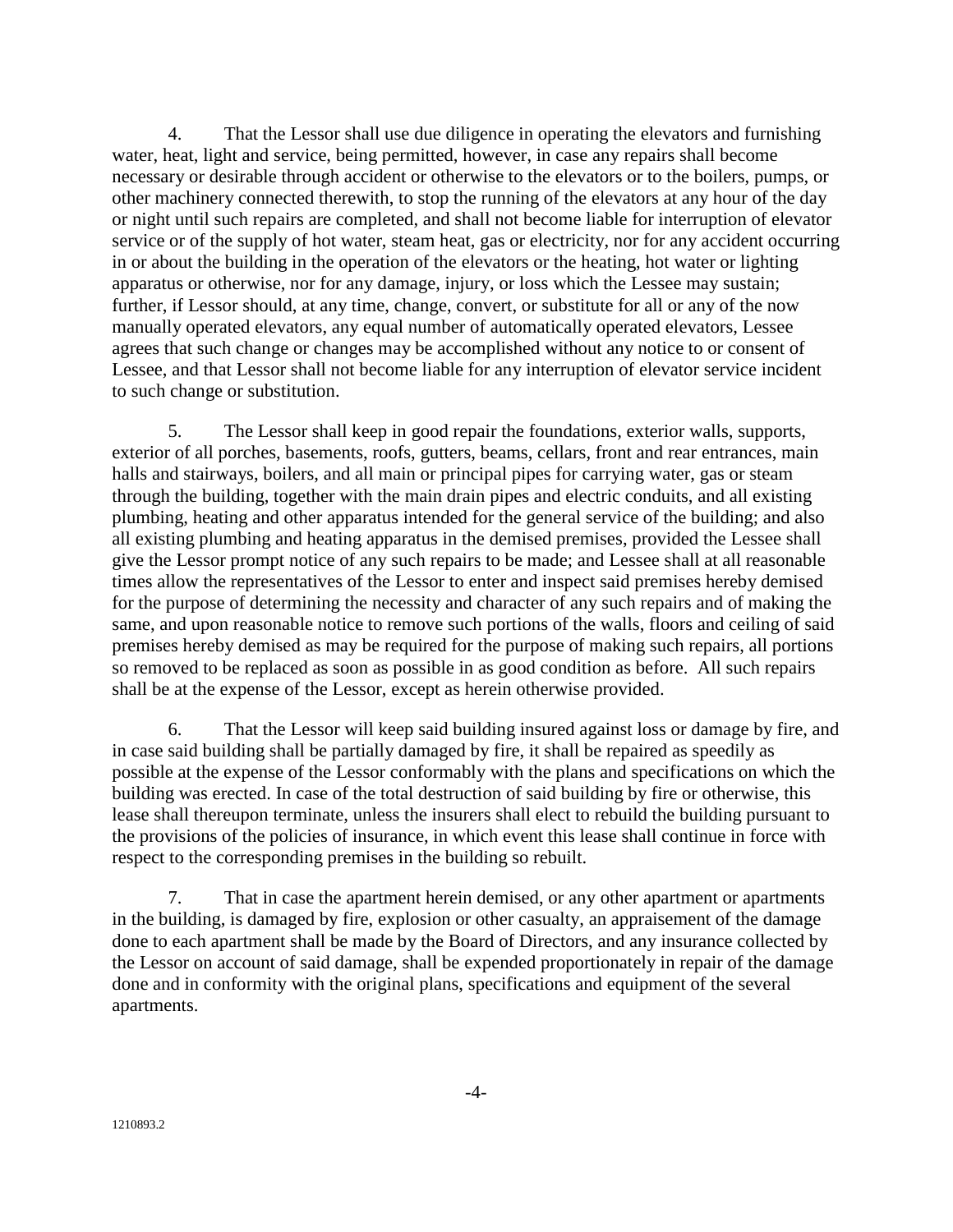4. That the Lessor shall use due diligence in operating the elevators and furnishing water, heat, light and service, being permitted, however, in case any repairs shall become necessary or desirable through accident or otherwise to the elevators or to the boilers, pumps, or other machinery connected therewith, to stop the running of the elevators at any hour of the day or night until such repairs are completed, and shall not become liable for interruption of elevator service or of the supply of hot water, steam heat, gas or electricity, nor for any accident occurring in or about the building in the operation of the elevators or the heating, hot water or lighting apparatus or otherwise, nor for any damage, injury, or loss which the Lessee may sustain; further, if Lessor should, at any time, change, convert, or substitute for all or any of the now manually operated elevators, any equal number of automatically operated elevators, Lessee agrees that such change or changes may be accomplished without any notice to or consent of Lessee, and that Lessor shall not become liable for any interruption of elevator service incident to such change or substitution.

5. The Lessor shall keep in good repair the foundations, exterior walls, supports, exterior of all porches, basements, roofs, gutters, beams, cellars, front and rear entrances, main halls and stairways, boilers, and all main or principal pipes for carrying water, gas or steam through the building, together with the main drain pipes and electric conduits, and all existing plumbing, heating and other apparatus intended for the general service of the building; and also all existing plumbing and heating apparatus in the demised premises, provided the Lessee shall give the Lessor prompt notice of any such repairs to be made; and Lessee shall at all reasonable times allow the representatives of the Lessor to enter and inspect said premises hereby demised for the purpose of determining the necessity and character of any such repairs and of making the same, and upon reasonable notice to remove such portions of the walls, floors and ceiling of said premises hereby demised as may be required for the purpose of making such repairs, all portions so removed to be replaced as soon as possible in as good condition as before. All such repairs shall be at the expense of the Lessor, except as herein otherwise provided.

6. That the Lessor will keep said building insured against loss or damage by fire, and in case said building shall be partially damaged by fire, it shall be repaired as speedily as possible at the expense of the Lessor conformably with the plans and specifications on which the building was erected. In case of the total destruction of said building by fire or otherwise, this lease shall thereupon terminate, unless the insurers shall elect to rebuild the building pursuant to the provisions of the policies of insurance, in which event this lease shall continue in force with respect to the corresponding premises in the building so rebuilt.

7. That in case the apartment herein demised, or any other apartment or apartments in the building, is damaged by fire, explosion or other casualty, an appraisement of the damage done to each apartment shall be made by the Board of Directors, and any insurance collected by the Lessor on account of said damage, shall be expended proportionately in repair of the damage done and in conformity with the original plans, specifications and equipment of the several apartments.

1210893.2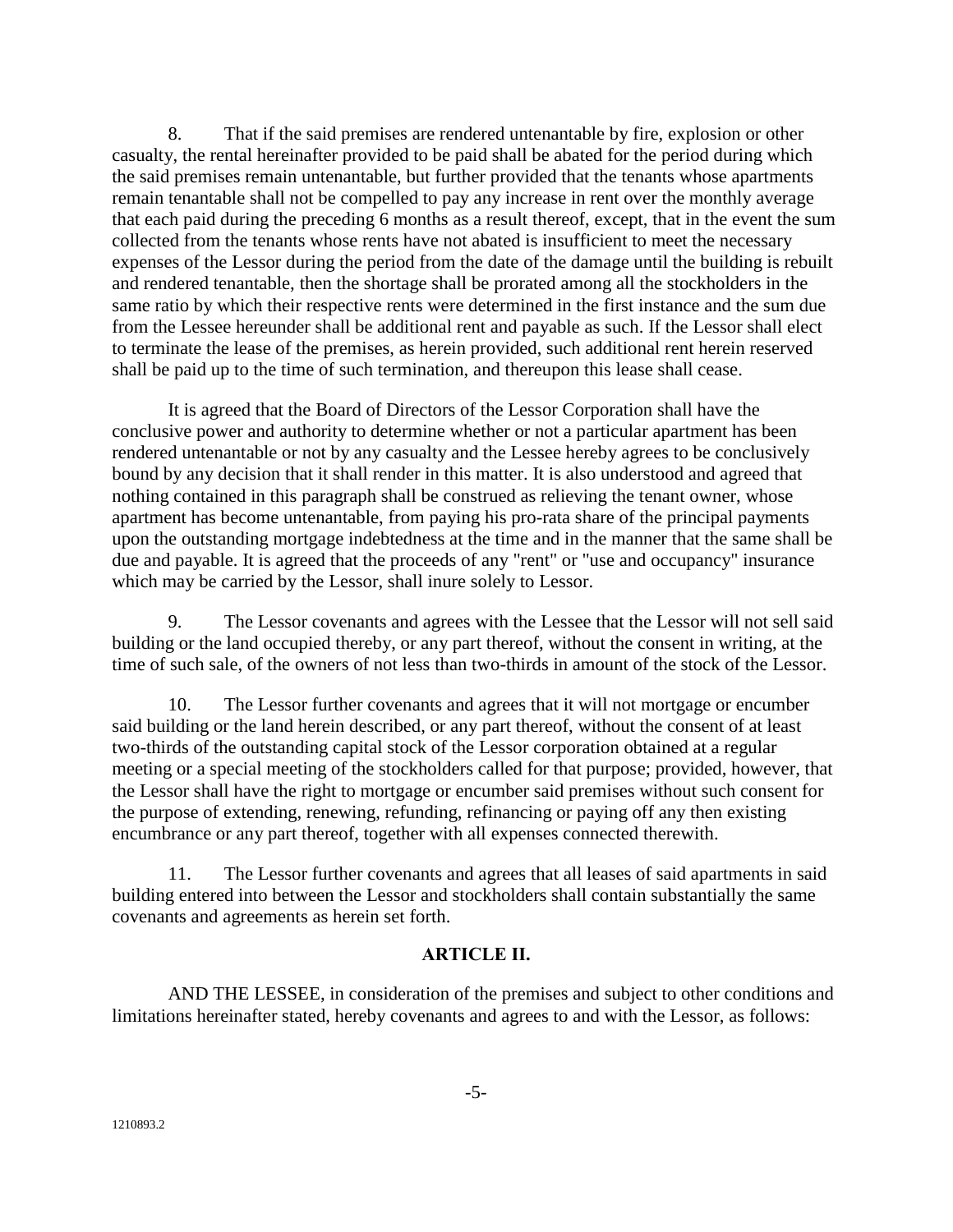8. That if the said premises are rendered untenantable by fire, explosion or other casualty, the rental hereinafter provided to be paid shall be abated for the period during which the said premises remain untenantable, but further provided that the tenants whose apartments remain tenantable shall not be compelled to pay any increase in rent over the monthly average that each paid during the preceding 6 months as a result thereof, except, that in the event the sum collected from the tenants whose rents have not abated is insufficient to meet the necessary expenses of the Lessor during the period from the date of the damage until the building is rebuilt and rendered tenantable, then the shortage shall be prorated among all the stockholders in the same ratio by which their respective rents were determined in the first instance and the sum due from the Lessee hereunder shall be additional rent and payable as such. If the Lessor shall elect to terminate the lease of the premises, as herein provided, such additional rent herein reserved shall be paid up to the time of such termination, and thereupon this lease shall cease.

It is agreed that the Board of Directors of the Lessor Corporation shall have the conclusive power and authority to determine whether or not a particular apartment has been rendered untenantable or not by any casualty and the Lessee hereby agrees to be conclusively bound by any decision that it shall render in this matter. It is also understood and agreed that nothing contained in this paragraph shall be construed as relieving the tenant owner, whose apartment has become untenantable, from paying his pro-rata share of the principal payments upon the outstanding mortgage indebtedness at the time and in the manner that the same shall be due and payable. It is agreed that the proceeds of any "rent" or "use and occupancy" insurance which may be carried by the Lessor, shall inure solely to Lessor.

9. The Lessor covenants and agrees with the Lessee that the Lessor will not sell said building or the land occupied thereby, or any part thereof, without the consent in writing, at the time of such sale, of the owners of not less than two-thirds in amount of the stock of the Lessor.

10. The Lessor further covenants and agrees that it will not mortgage or encumber said building or the land herein described, or any part thereof, without the consent of at least two-thirds of the outstanding capital stock of the Lessor corporation obtained at a regular meeting or a special meeting of the stockholders called for that purpose; provided, however, that the Lessor shall have the right to mortgage or encumber said premises without such consent for the purpose of extending, renewing, refunding, refinancing or paying off any then existing encumbrance or any part thereof, together with all expenses connected therewith.

11. The Lessor further covenants and agrees that all leases of said apartments in said building entered into between the Lessor and stockholders shall contain substantially the same covenants and agreements as herein set forth.

## ARTICLE II.

AND THE LESSEE, in consideration of the premises and subject to other conditions and limitations hereinafter stated, hereby covenants and agrees to and with the Lessor, as follows: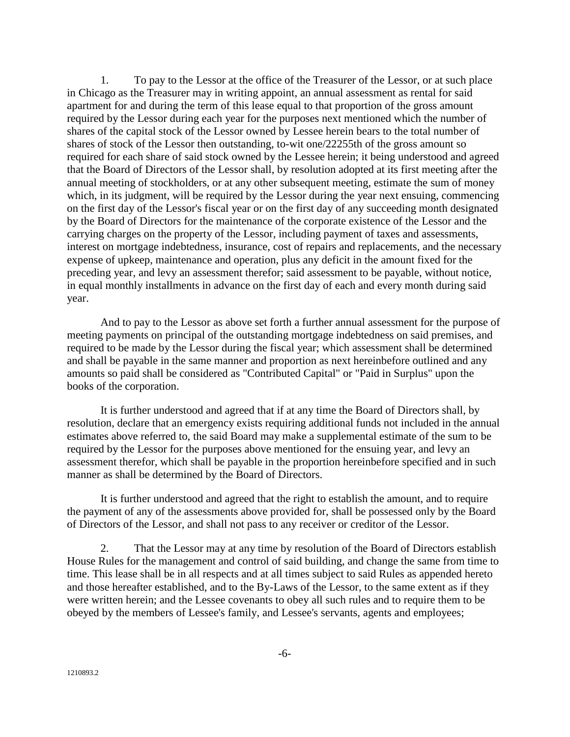1. To pay to the Lessor at the office of the Treasurer of the Lessor, or at such place in Chicago as the Treasurer may in writing appoint, an annual assessment as rental for said apartment for and during the term of this lease equal to that proportion of the gross amount required by the Lessor during each year for the purposes next mentioned which the number of shares of the capital stock of the Lessor owned by Lessee herein bears to the total number of shares of stock of the Lessor then outstanding, to-wit one/22255th of the gross amount so required for each share of said stock owned by the Lessee herein; it being understood and agreed that the Board of Directors of the Lessor shall, by resolution adopted at its first meeting after the annual meeting of stockholders, or at any other subsequent meeting, estimate the sum of money which, in its judgment, will be required by the Lessor during the year next ensuing, commencing on the first day of the Lessor's fiscal year or on the first day of any succeeding month designated by the Board of Directors for the maintenance of the corporate existence of the Lessor and the carrying charges on the property of the Lessor, including payment of taxes and assessments, interest on mortgage indebtedness, insurance, cost of repairs and replacements, and the necessary expense of upkeep, maintenance and operation, plus any deficit in the amount fixed for the preceding year, and levy an assessment therefor; said assessment to be payable, without notice, in equal monthly installments in advance on the first day of each and every month during said year.

And to pay to the Lessor as above set forth a further annual assessment for the purpose of meeting payments on principal of the outstanding mortgage indebtedness on said premises, and required to be made by the Lessor during the fiscal year; which assessment shall be determined and shall be payable in the same manner and proportion as next hereinbefore outlined and any amounts so paid shall be considered as "Contributed Capital" or "Paid in Surplus" upon the books of the corporation.

It is further understood and agreed that if at any time the Board of Directors shall, by resolution, declare that an emergency exists requiring additional funds not included in the annual estimates above referred to, the said Board may make a supplemental estimate of the sum to be required by the Lessor for the purposes above mentioned for the ensuing year, and levy an assessment therefor, which shall be payable in the proportion hereinbefore specified and in such manner as shall be determined by the Board of Directors.

It is further understood and agreed that the right to establish the amount, and to require the payment of any of the assessments above provided for, shall be possessed only by the Board of Directors of the Lessor, and shall not pass to any receiver or creditor of the Lessor.

2. That the Lessor may at any time by resolution of the Board of Directors establish House Rules for the management and control of said building, and change the same from time to time. This lease shall be in all respects and at all times subject to said Rules as appended hereto and those hereafter established, and to the By-Laws of the Lessor, to the same extent as if they were written herein; and the Lessee covenants to obey all such rules and to require them to be obeyed by the members of Lessee's family, and Lessee's servants, agents and employees;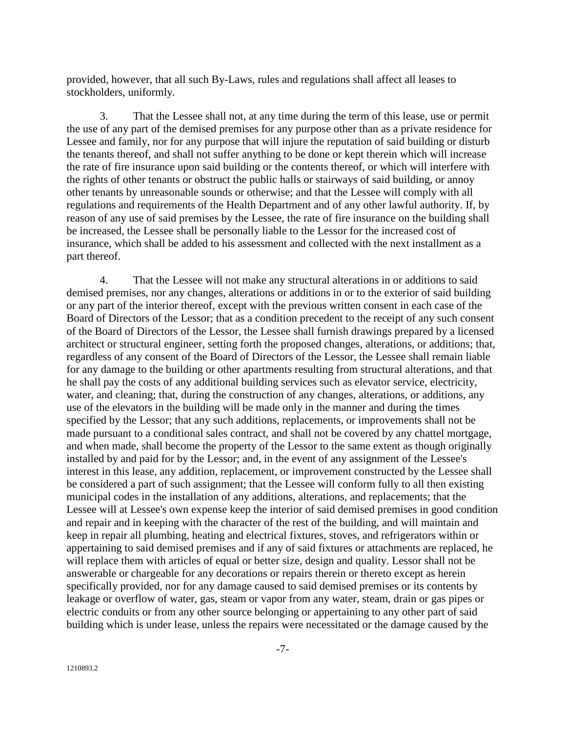provided, however, that all such By-Laws, rules and regulations shall affect all leases to stockholders, uniformly.

3. That the Lessee shall not, at any time during the term of this lease, use or permit the use of any part of the demised premises for any purpose other than as a private residence for Lessee and family, nor for any purpose that will injure the reputation of said building or disturb the tenants thereof, and shall not suffer anything to be done or kept therein which will increase the rate of fire insurance upon said building or the contents thereof, or which will interfere with the rights of other tenants or obstruct the public halls or stairways of said building, or annoy other tenants by unreasonable sounds or otherwise; and that the Lessee will comply with all regulations and requirements of the Health Department and of any other lawful authority. If, by reason of any use of said premises by the Lessee, the rate of fire insurance on the building shall be increased, the Lessee shall be personally liable to the Lessor for the increased cost of insurance, which shall be added to his assessment and collected with the next installment as a part thereof.

4. That the Lessee will not make any structural alterations in or additions to said demised premises, nor any changes, alterations or additions in or to the exterior of said building or any part of the interior thereof, except with the previous written consent in each case of the Board of Directors of the Lessor; that as a condition precedent to the receipt of any such consent of the Board of Directors of the Lessor, the Lessee shall furnish drawings prepared by a licensed architect or structural engineer, setting forth the proposed changes, alterations, or additions; that, regardless of any consent of the Board of Directors of the Lessor, the Lessee shall remain liable for any damage to the building or other apartments resulting from structural alterations, and that he shall pay the costs of any additional building services such as elevator service, electricity, water, and cleaning; that, during the construction of any changes, alterations, or additions, any use of the elevators in the building will be made only in the manner and during the times specified by the Lessor; that any such additions, replacements, or improvements shall not be made pursuant to a conditional sales contract, and shall not be covered by any chattel mortgage, and when made, shall become the property of the Lessor to the same extent as though originally installed by and paid for by the Lessor; and, in the event of any assignment of the Lessee's interest in this lease, any addition, replacement, or improvement constructed by the Lessee shall be considered a part of such assignment; that the Lessee will conform fully to all then existing municipal codes in the installation of any additions, alterations, and replacements; that the Lessee will at Lessee's own expense keep the interior of said demised premises in good condition and repair and in keeping with the character of the rest of the building, and will maintain and keep in repair all plumbing, heating and electrical fixtures, stoves, and refrigerators within or appertaining to said demised premises and if any of said fixtures or attachments are replaced, he will replace them with articles of equal or better size, design and quality. Lessor shall not be answerable or chargeable for any decorations or repairs therein or thereto except as herein specifically provided, nor for any damage caused to said demised premises or its contents by leakage or overflow of water, gas, steam or vapor from any water, steam, drain or gas pipes or electric conduits or from any other source belonging or appertaining to any other part of said building which is under lease, unless the repairs were necessitated or the damage caused by the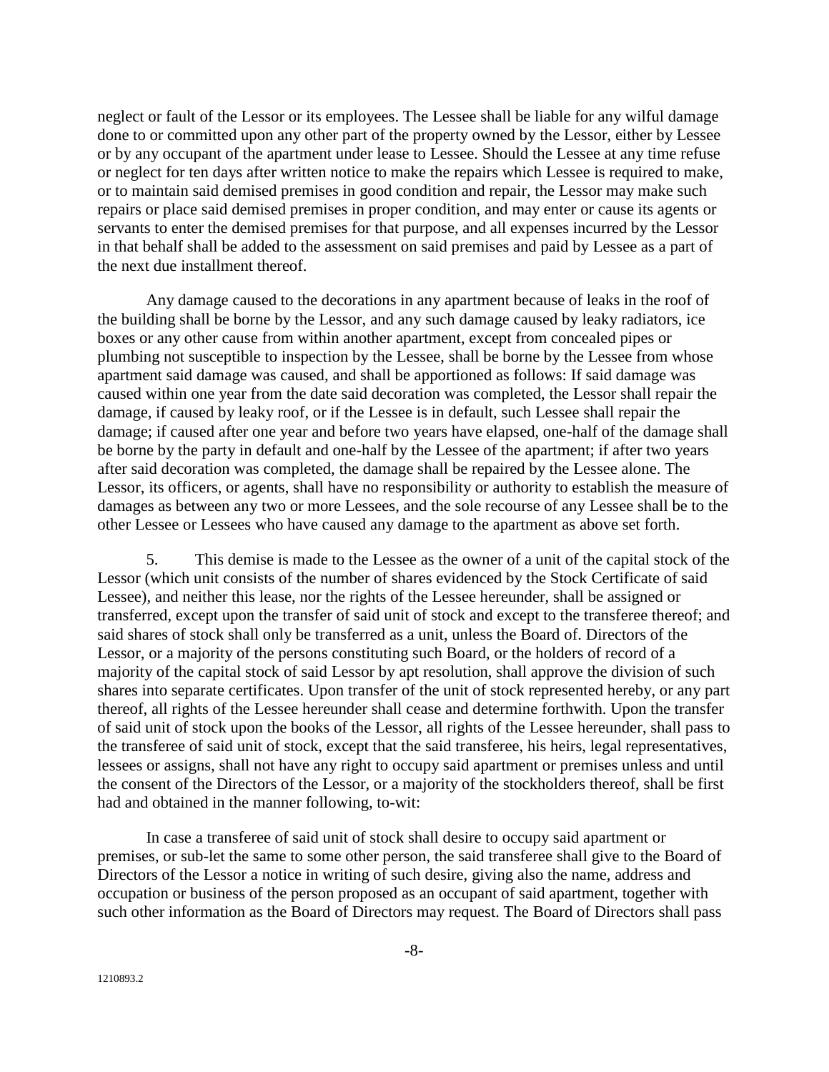neglect or fault of the Lessor or its employees. The Lessee shall be liable for any wilful damage done to or committed upon any other part of the property owned by the Lessor, either by Lessee or by any occupant of the apartment under lease to Lessee. Should the Lessee at any time refuse or neglect for ten days after written notice to make the repairs which Lessee is required to make, or to maintain said demised premises in good condition and repair, the Lessor may make such repairs or place said demised premises in proper condition, and may enter or cause its agents or servants to enter the demised premises for that purpose, and all expenses incurred by the Lessor in that behalf shall be added to the assessment on said premises and paid by Lessee as a part of the next due installment thereof.

Any damage caused to the decorations in any apartment because of leaks in the roof of the building shall be borne by the Lessor, and any such damage caused by leaky radiators, ice boxes or any other cause from within another apartment, except from concealed pipes or plumbing not susceptible to inspection by the Lessee, shall be borne by the Lessee from whose apartment said damage was caused, and shall be apportioned as follows: If said damage was caused within one year from the date said decoration was completed, the Lessor shall repair the damage, if caused by leaky roof, or if the Lessee is in default, such Lessee shall repair the damage; if caused after one year and before two years have elapsed, one-half of the damage shall be borne by the party in default and one-half by the Lessee of the apartment; if after two years after said decoration was completed, the damage shall be repaired by the Lessee alone. The Lessor, its officers, or agents, shall have no responsibility or authority to establish the measure of damages as between any two or more Lessees, and the sole recourse of any Lessee shall be to the other Lessee or Lessees who have caused any damage to the apartment as above set forth.

5. This demise is made to the Lessee as the owner of a unit of the capital stock of the Lessor (which unit consists of the number of shares evidenced by the Stock Certificate of said Lessee), and neither this lease, nor the rights of the Lessee hereunder, shall be assigned or transferred, except upon the transfer of said unit of stock and except to the transferee thereof; and said shares of stock shall only be transferred as a unit, unless the Board of. Directors of the Lessor, or a majority of the persons constituting such Board, or the holders of record of a majority of the capital stock of said Lessor by apt resolution, shall approve the division of such shares into separate certificates. Upon transfer of the unit of stock represented hereby, or any part thereof, all rights of the Lessee hereunder shall cease and determine forthwith. Upon the transfer of said unit of stock upon the books of the Lessor, all rights of the Lessee hereunder, shall pass to the transferee of said unit of stock, except that the said transferee, his heirs, legal representatives, lessees or assigns, shall not have any right to occupy said apartment or premises unless and until the consent of the Directors of the Lessor, or a majority of the stockholders thereof, shall be first had and obtained in the manner following, to-wit:

In case a transferee of said unit of stock shall desire to occupy said apartment or premises, or sub-let the same to some other person, the said transferee shall give to the Board of Directors of the Lessor a notice in writing of such desire, giving also the name, address and occupation or business of the person proposed as an occupant of said apartment, together with such other information as the Board of Directors may request. The Board of Directors shall pass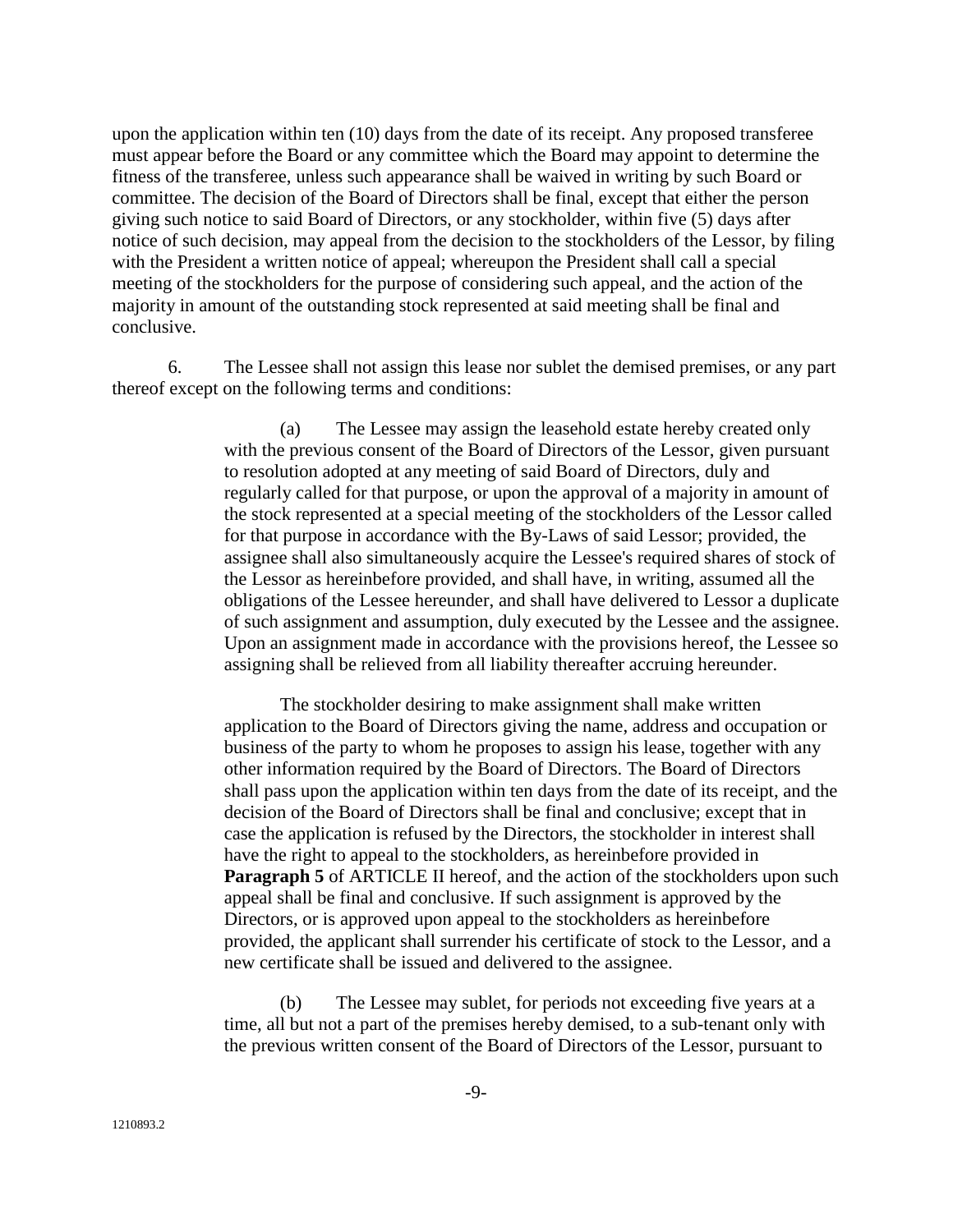upon the application within ten (10) days from the date of its receipt. Any proposed transferee must appear before the Board or any committee which the Board may appoint to determine the fitness of the transferee, unless such appearance shall be waived in writing by such Board or committee. The decision of the Board of Directors shall be final, except that either the person giving such notice to said Board of Directors, or any stockholder, within five (5) days after notice of such decision, may appeal from the decision to the stockholders of the Lessor, by filing with the President a written notice of appeal; whereupon the President shall call a special meeting of the stockholders for the purpose of considering such appeal, and the action of the majority in amount of the outstanding stock represented at said meeting shall be final and conclusive.

6. The Lessee shall not assign this lease nor sublet the demised premises, or any part thereof except on the following terms and conditions:

(a) The Lessee may assign the leasehold estate hereby created only with the previous consent of the Board of Directors of the Lessor, given pursuant to resolution adopted at any meeting of said Board of Directors, duly and regularly called for that purpose, or upon the approval of a majority in amount of the stock represented at a special meeting of the stockholders of the Lessor called for that purpose in accordance with the By-Laws of said Lessor; provided, the assignee shall also simultaneously acquire the Lessee's required shares of stock of the Lessor as hereinbefore provided, and shall have, in writing, assumed all the obligations of the Lessee hereunder, and shall have delivered to Lessor a duplicate of such assignment and assumption, duly executed by the Lessee and the assignee. Upon an assignment made in accordance with the provisions hereof, the Lessee so assigning shall be relieved from all liability thereafter accruing hereunder.

The stockholder desiring to make assignment shall make written application to the Board of Directors giving the name, address and occupation or business of the party to whom he proposes to assign his lease, together with any other information required by the Board of Directors. The Board of Directors shall pass upon the application within ten days from the date of its receipt, and the decision of the Board of Directors shall be final and conclusive; except that in case the application is refused by the Directors, the stockholder in interest shall have the right to appeal to the stockholders, as hereinbefore provided in **Paragraph 5** of ARTICLE II hereof, and the action of the stockholders upon such appeal shall be final and conclusive. If such assignment is approved by the Directors, or is approved upon appeal to the stockholders as hereinbefore provided, the applicant shall surrender his certificate of stock to the Lessor, and a new certificate shall be issued and delivered to the assignee.

(b) The Lessee may sublet, for periods not exceeding five years at a time, all but not a part of the premises hereby demised, to a sub-tenant only with the previous written consent of the Board of Directors of the Lessor, pursuant to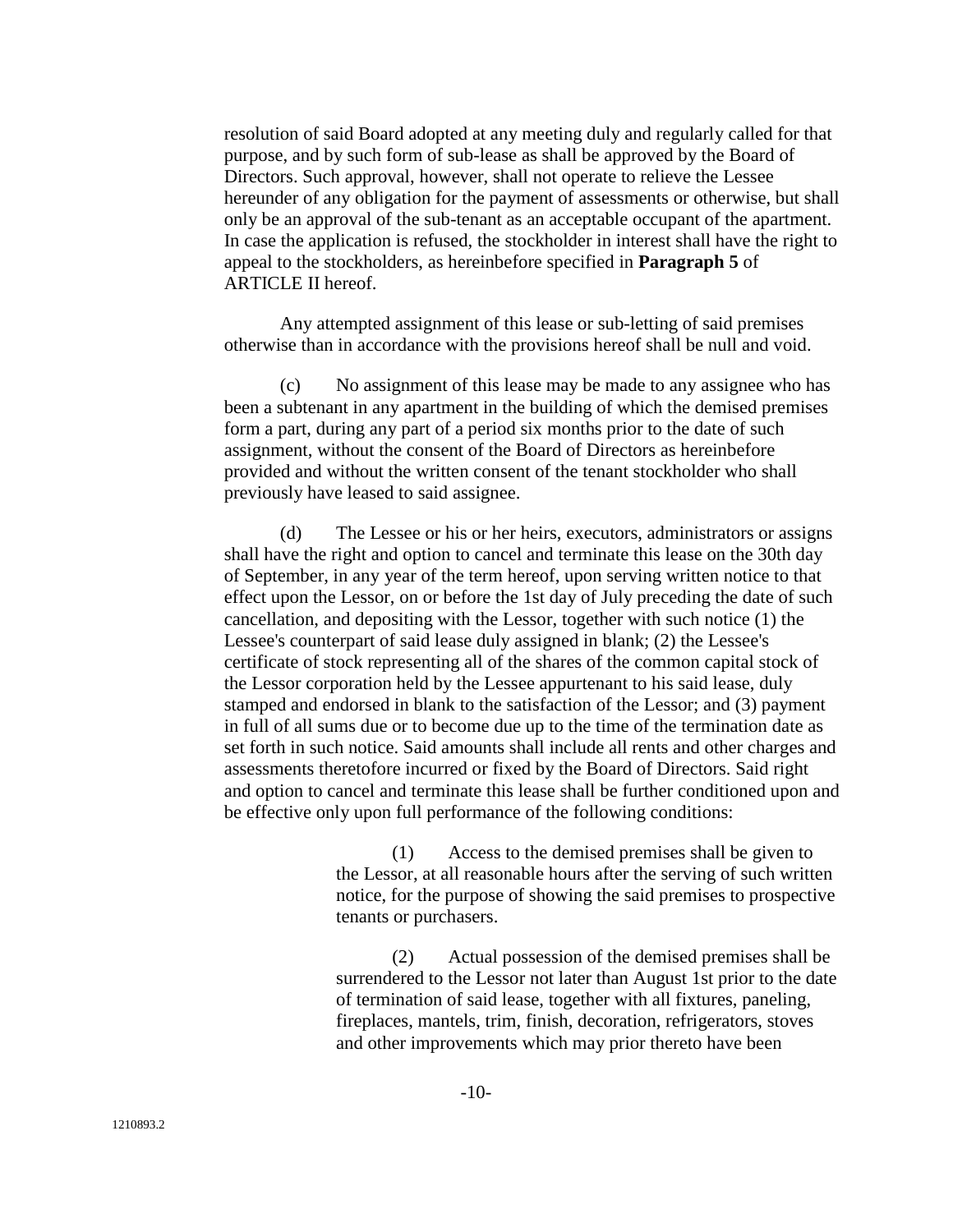resolution of said Board adopted at any meeting duly and regularly called for that purpose, and by such form of sub-lease as shall be approved by the Board of Directors. Such approval, however, shall not operate to relieve the Lessee hereunder of any obligation for the payment of assessments or otherwise, but shall only be an approval of the sub-tenant as an acceptable occupant of the apartment. In case the application is refused, the stockholder in interest shall have the right to appeal to the stockholders, as hereinbefore specified in **Paragraph 5** of ARTICLE II hereof.

Any attempted assignment of this lease or sub-letting of said premises otherwise than in accordance with the provisions hereof shall be null and void.

(c) No assignment of this lease may be made to any assignee who has been a subtenant in any apartment in the building of which the demised premises form a part, during any part of a period six months prior to the date of such assignment, without the consent of the Board of Directors as hereinbefore provided and without the written consent of the tenant stockholder who shall previously have leased to said assignee.

(d) The Lessee or his or her heirs, executors, administrators or assigns shall have the right and option to cancel and terminate this lease on the 30th day of September, in any year of the term hereof, upon serving written notice to that effect upon the Lessor, on or before the 1st day of July preceding the date of such cancellation, and depositing with the Lessor, together with such notice (1) the Lessee's counterpart of said lease duly assigned in blank; (2) the Lessee's certificate of stock representing all of the shares of the common capital stock of the Lessor corporation held by the Lessee appurtenant to his said lease, duly stamped and endorsed in blank to the satisfaction of the Lessor; and (3) payment in full of all sums due or to become due up to the time of the termination date as set forth in such notice. Said amounts shall include all rents and other charges and assessments theretofore incurred or fixed by the Board of Directors. Said right and option to cancel and terminate this lease shall be further conditioned upon and be effective only upon full performance of the following conditions:

> (1) Access to the demised premises shall be given to the Lessor, at all reasonable hours after the serving of such written notice, for the purpose of showing the said premises to prospective tenants or purchasers.
>
> (2) Actual possession of the demised premises shall be surrendered to the Lessor not later than August 1st prior to the date of termination of said lease, together with all fixtures, paneling, fireplaces, mantels, trim, finish, decoration, refrigerators, stoves and other improvements which may prior thereto have been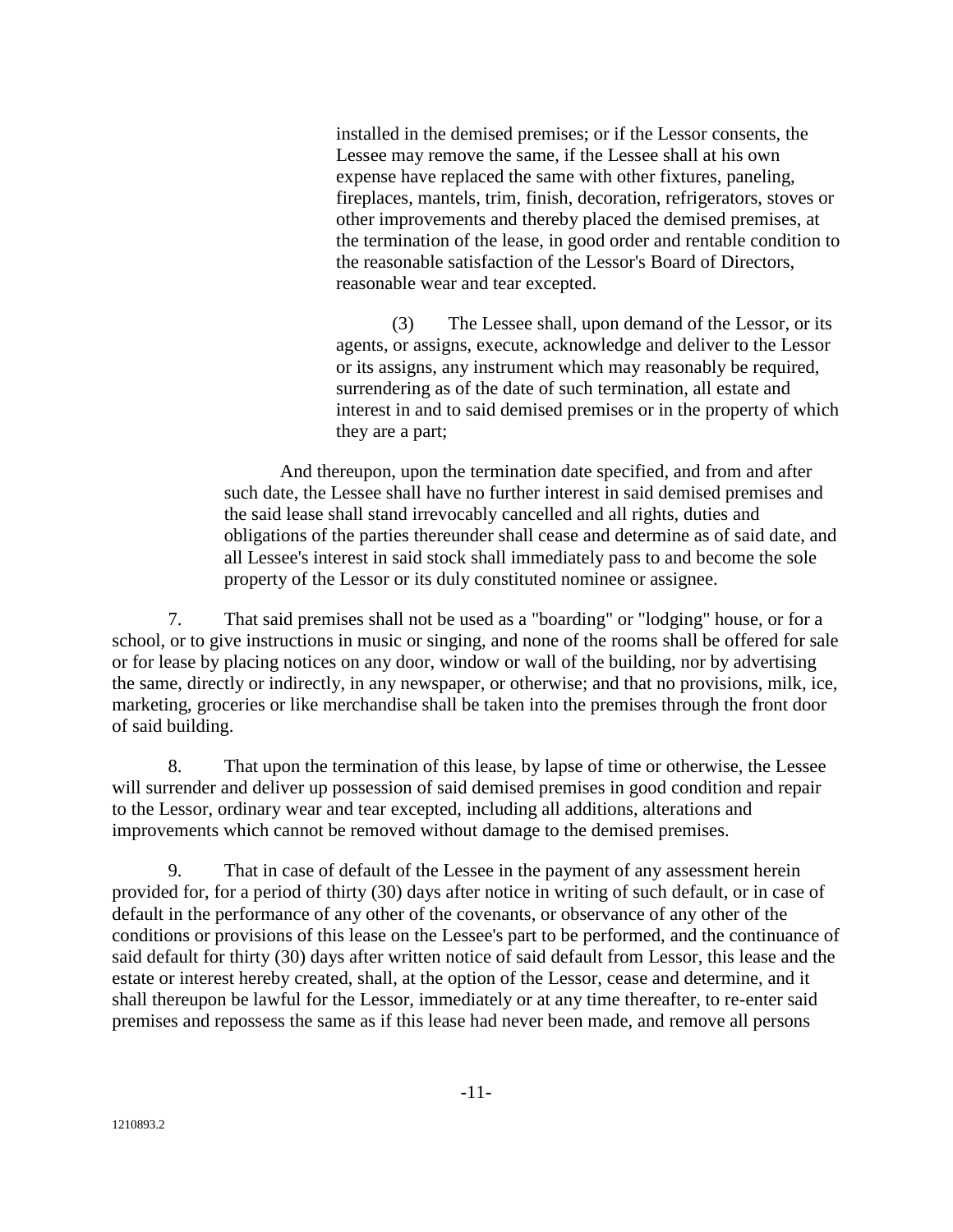installed in the demised premises; or if the Lessor consents, the Lessee may remove the same, if the Lessee shall at his own expense have replaced the same with other fixtures, paneling, fireplaces, mantels, trim, finish, decoration, refrigerators, stoves or other improvements and thereby placed the demised premises, at the termination of the lease, in good order and rentable condition to the reasonable satisfaction of the Lessor's Board of Directors, reasonable wear and tear excepted.

(3) The Lessee shall, upon demand of the Lessor, or its agents, or assigns, execute, acknowledge and deliver to the Lessor or its assigns, any instrument which may reasonably be required, surrendering as of the date of such termination, all estate and interest in and to said demised premises or in the property of which they are a part;

And thereupon, upon the termination date specified, and from and after such date, the Lessee shall have no further interest in said demised premises and the said lease shall stand irrevocably cancelled and all rights, duties and obligations of the parties thereunder shall cease and determine as of said date, and all Lessee's interest in said stock shall immediately pass to and become the sole property of the Lessor or its duly constituted nominee or assignee.

7. That said premises shall not be used as a "boarding" or "lodging" house, or for a school, or to give instructions in music or singing, and none of the rooms shall be offered for sale or for lease by placing notices on any door, window or wall of the building, nor by advertising the same, directly or indirectly, in any newspaper, or otherwise; and that no provisions, milk, ice, marketing, groceries or like merchandise shall be taken into the premises through the front door of said building.

8. That upon the termination of this lease, by lapse of time or otherwise, the Lessee will surrender and deliver up possession of said demised premises in good condition and repair to the Lessor, ordinary wear and tear excepted, including all additions, alterations and improvements which cannot be removed without damage to the demised premises.

9. That in case of default of the Lessee in the payment of any assessment herein provided for, for a period of thirty (30) days after notice in writing of such default, or in case of default in the performance of any other of the covenants, or observance of any other of the conditions or provisions of this lease on the Lessee's part to be performed, and the continuance of said default for thirty (30) days after written notice of said default from Lessor, this lease and the estate or interest hereby created, shall, at the option of the Lessor, cease and determine, and it shall thereupon be lawful for the Lessor, immediately or at any time thereafter, to re-enter said premises and repossess the same as if this lease had never been made, and remove all persons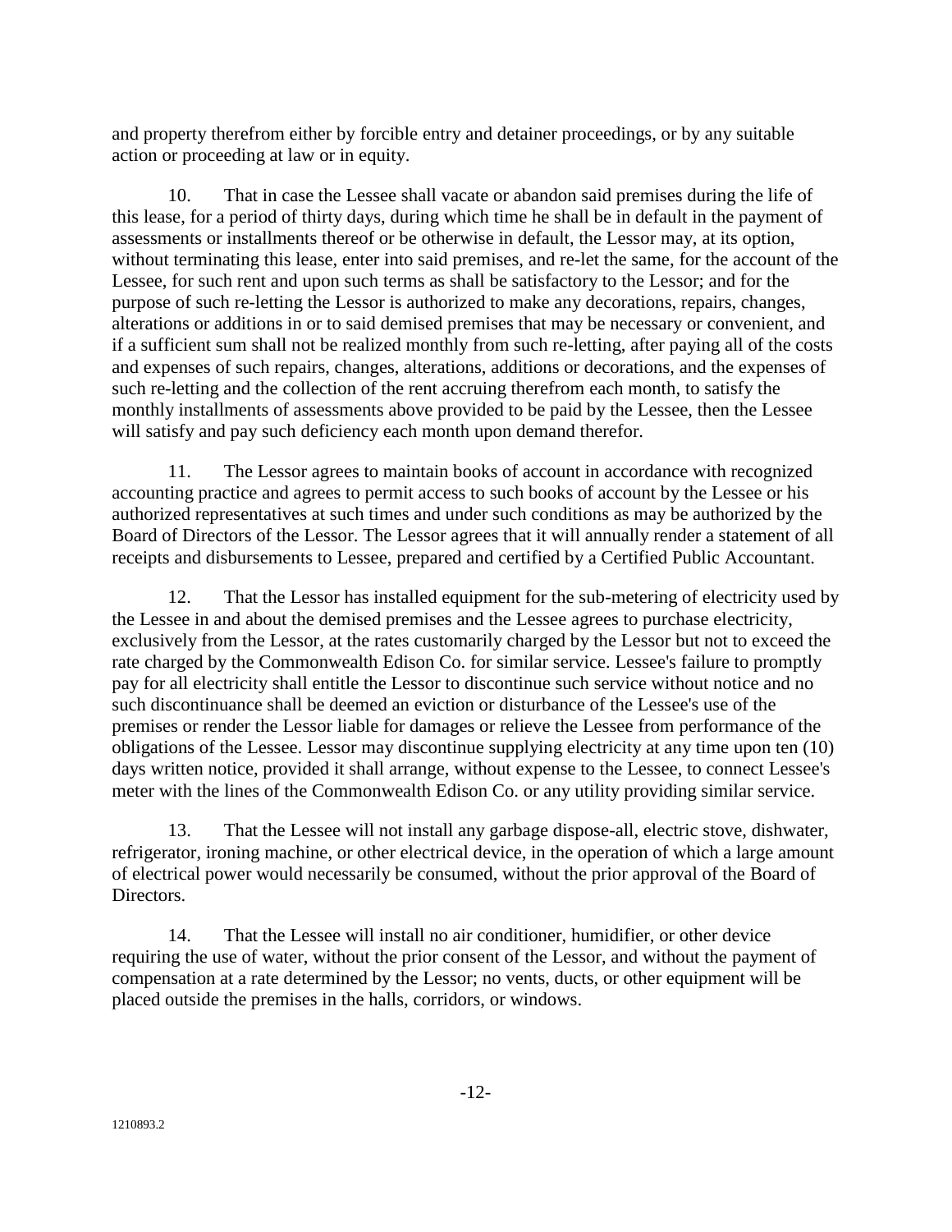and property therefrom either by forcible entry and detainer proceedings, or by any suitable action or proceeding at law or in equity.

10. That in case the Lessee shall vacate or abandon said premises during the life of this lease, for a period of thirty days, during which time he shall be in default in the payment of assessments or installments thereof or be otherwise in default, the Lessor may, at its option, without terminating this lease, enter into said premises, and re-let the same, for the account of the Lessee, for such rent and upon such terms as shall be satisfactory to the Lessor; and for the purpose of such re-letting the Lessor is authorized to make any decorations, repairs, changes, alterations or additions in or to said demised premises that may be necessary or convenient, and if a sufficient sum shall not be realized monthly from such re-letting, after paying all of the costs and expenses of such repairs, changes, alterations, additions or decorations, and the expenses of such re-letting and the collection of the rent accruing therefrom each month, to satisfy the monthly installments of assessments above provided to be paid by the Lessee, then the Lessee will satisfy and pay such deficiency each month upon demand therefor.

11. The Lessor agrees to maintain books of account in accordance with recognized accounting practice and agrees to permit access to such books of account by the Lessee or his authorized representatives at such times and under such conditions as may be authorized by the Board of Directors of the Lessor. The Lessor agrees that it will annually render a statement of all receipts and disbursements to Lessee, prepared and certified by a Certified Public Accountant.

12. That the Lessor has installed equipment for the sub-metering of electricity used by the Lessee in and about the demised premises and the Lessee agrees to purchase electricity, exclusively from the Lessor, at the rates customarily charged by the Lessor but not to exceed the rate charged by the Commonwealth Edison Co. for similar service. Lessee's failure to promptly pay for all electricity shall entitle the Lessor to discontinue such service without notice and no such discontinuance shall be deemed an eviction or disturbance of the Lessee's use of the premises or render the Lessor liable for damages or relieve the Lessee from performance of the obligations of the Lessee. Lessor may discontinue supplying electricity at any time upon ten (10) days written notice, provided it shall arrange, without expense to the Lessee, to connect Lessee's meter with the lines of the Commonwealth Edison Co. or any utility providing similar service.

13. That the Lessee will not install any garbage dispose-all, electric stove, dishwater, refrigerator, ironing machine, or other electrical device, in the operation of which a large amount of electrical power would necessarily be consumed, without the prior approval of the Board of Directors.

14. That the Lessee will install no air conditioner, humidifier, or other device requiring the use of water, without the prior consent of the Lessor, and without the payment of compensation at a rate determined by the Lessor; no vents, ducts, or other equipment will be placed outside the premises in the halls, corridors, or windows.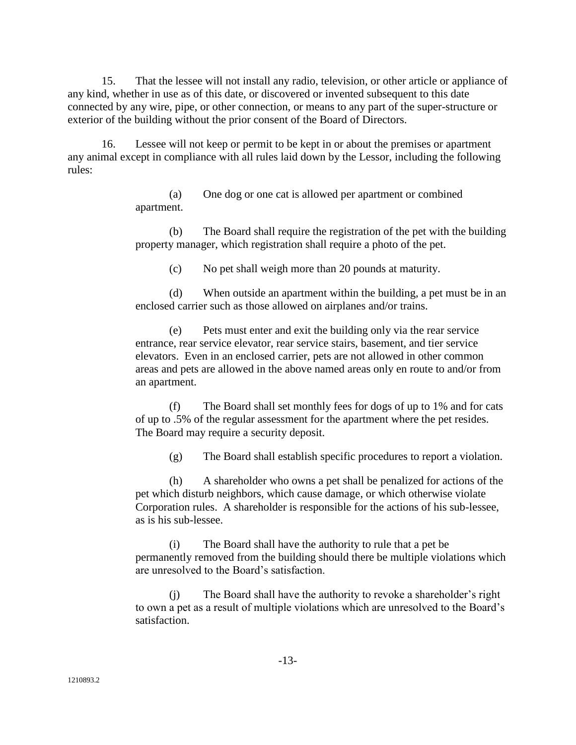15. That the lessee will not install any radio, television, or other article or appliance of any kind, whether in use as of this date, or discovered or invented subsequent to this date connected by any wire, pipe, or other connection, or means to any part of the super-structure or exterior of the building without the prior consent of the Board of Directors.

16. Lessee will not keep or permit to be kept in or about the premises or apartment any animal except in compliance with all rules laid down by the Lessor, including the following rules:

(a) One dog or one cat is allowed per apartment or combined apartment.

(b) The Board shall require the registration of the pet with the building property manager, which registration shall require a photo of the pet.

(c) No pet shall weigh more than 20 pounds at maturity.

(d) When outside an apartment within the building, a pet must be in an enclosed carrier such as those allowed on airplanes and/or trains.

(e) Pets must enter and exit the building only via the rear service entrance, rear service elevator, rear service stairs, basement, and tier service elevators. Even in an enclosed carrier, pets are not allowed in other common areas and pets are allowed in the above named areas only en route to and/or from an apartment.

(f) The Board shall set monthly fees for dogs of up to 1% and for cats of up to .5% of the regular assessment for the apartment where the pet resides. The Board may require a security deposit.

(g) The Board shall establish specific procedures to report a violation.

(h) A shareholder who owns a pet shall be penalized for actions of the pet which disturb neighbors, which cause damage, or which otherwise violate Corporation rules. A shareholder is responsible for the actions of his sub-lessee, as is his sub-lessee.

(i) The Board shall have the authority to rule that a pet be permanently removed from the building should there be multiple violations which are unresolved to the Board's satisfaction.

(j) The Board shall have the authority to revoke a shareholder's right to own a pet as a result of multiple violations which are unresolved to the Board's satisfaction.

1210893.2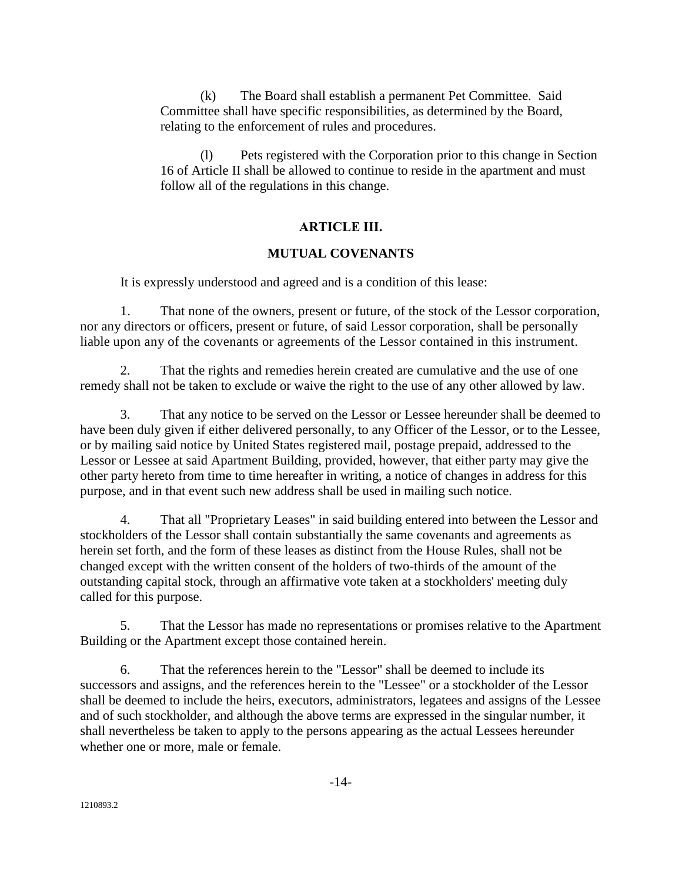(k) The Board shall establish a permanent Pet Committee. Said Committee shall have specific responsibilities, as determined by the Board, relating to the enforcement of rules and procedures.

(l) Pets registered with the Corporation prior to this change in Section 16 of Article II shall be allowed to continue to reside in the apartment and must follow all of the regulations in this change.

## ARTICLE III.

## MUTUAL COVENANTS

It is expressly understood and agreed and is a condition of this lease:

1. That none of the owners, present or future, of the stock of the Lessor corporation, nor any directors or officers, present or future, of said Lessor corporation, shall be personally liable upon any of the covenants or agreements of the Lessor contained in this instrument.

2. That the rights and remedies herein created are cumulative and the use of one remedy shall not be taken to exclude or waive the right to the use of any other allowed by law.

3. That any notice to be served on the Lessor or Lessee hereunder shall be deemed to have been duly given if either delivered personally, to any Officer of the Lessor, or to the Lessee, or by mailing said notice by United States registered mail, postage prepaid, addressed to the Lessor or Lessee at said Apartment Building, provided, however, that either party may give the other party hereto from time to time hereafter in writing, a notice of changes in address for this purpose, and in that event such new address shall be used in mailing such notice.

4. That all "Proprietary Leases" in said building entered into between the Lessor and stockholders of the Lessor shall contain substantially the same covenants and agreements as herein set forth, and the form of these leases as distinct from the House Rules, shall not be changed except with the written consent of the holders of two-thirds of the amount of the outstanding capital stock, through an affirmative vote taken at a stockholders' meeting duly called for this purpose.

5. That the Lessor has made no representations or promises relative to the Apartment Building or the Apartment except those contained herein.

6. That the references herein to the "Lessor" shall be deemed to include its successors and assigns, and the references herein to the "Lessee" or a stockholder of the Lessor shall be deemed to include the heirs, executors, administrators, legatees and assigns of the Lessee and of such stockholder, and although the above terms are expressed in the singular number, it shall nevertheless be taken to apply to the persons appearing as the actual Lessees hereunder whether one or more, male or female.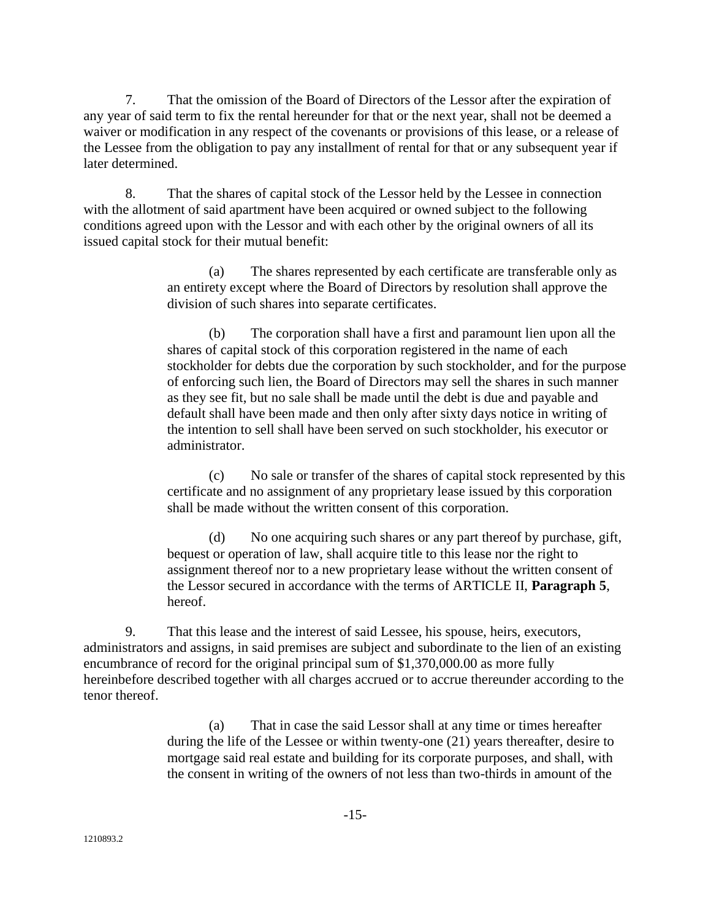7. That the omission of the Board of Directors of the Lessor after the expiration of any year of said term to fix the rental hereunder for that or the next year, shall not be deemed a waiver or modification in any respect of the covenants or provisions of this lease, or a release of the Lessee from the obligation to pay any installment of rental for that or any subsequent year if later determined.

8. That the shares of capital stock of the Lessor held by the Lessee in connection with the allotment of said apartment have been acquired or owned subject to the following conditions agreed upon with the Lessor and with each other by the original owners of all its issued capital stock for their mutual benefit:

> (a) The shares represented by each certificate are transferable only as an entirety except where the Board of Directors by resolution shall approve the division of such shares into separate certificates.
>
> (b) The corporation shall have a first and paramount lien upon all the shares of capital stock of this corporation registered in the name of each stockholder for debts due the corporation by such stockholder, and for the purpose of enforcing such lien, the Board of Directors may sell the shares in such manner as they see fit, but no sale shall be made until the debt is due and payable and default shall have been made and then only after sixty days notice in writing of the intention to sell shall have been served on such stockholder, his executor or administrator.
>
> (c) No sale or transfer of the shares of capital stock represented by this certificate and no assignment of any proprietary lease issued by this corporation shall be made without the written consent of this corporation.
>
> (d) No one acquiring such shares or any part thereof by purchase, gift, bequest or operation of law, shall acquire title to this lease nor the right to assignment thereof nor to a new proprietary lease without the written consent of the Lessor secured in accordance with the terms of ARTICLE II, **Paragraph 5**, hereof.

9. That this lease and the interest of said Lessee, his spouse, heirs, executors, administrators and assigns, in said premises are subject and subordinate to the lien of an existing encumbrance of record for the original principal sum of $1,370,000.00 as more fully hereinbefore described together with all charges accrued or to accrue thereunder according to the tenor thereof.

> (a) That in case the said Lessor shall at any time or times hereafter during the life of the Lessee or within twenty-one (21) years thereafter, desire to mortgage said real estate and building for its corporate purposes, and shall, with the consent in writing of the owners of not less than two-thirds in amount of the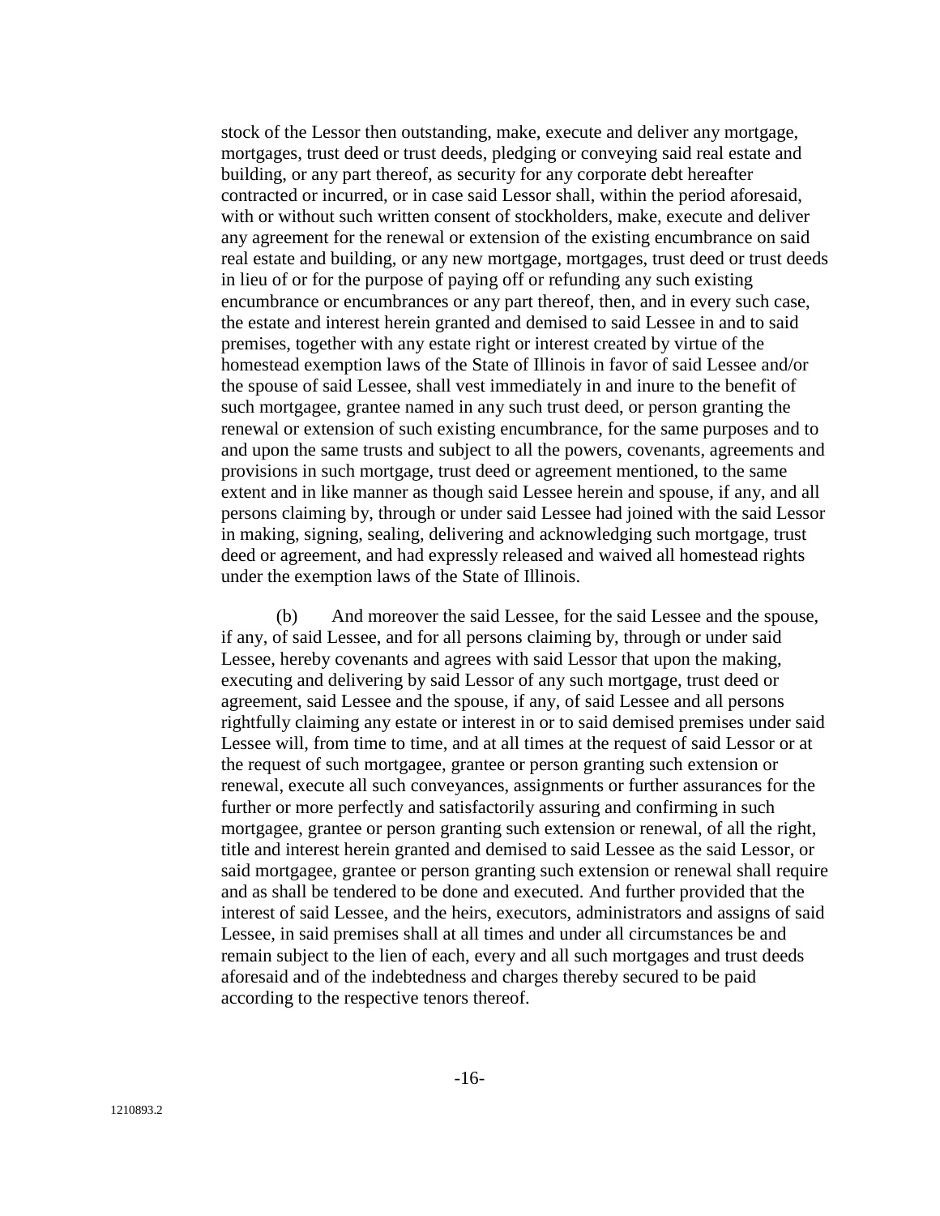stock of the Lessor then outstanding, make, execute and deliver any mortgage, mortgages, trust deed or trust deeds, pledging or conveying said real estate and building, or any part thereof, as security for any corporate debt hereafter contracted or incurred, or in case said Lessor shall, within the period aforesaid, with or without such written consent of stockholders, make, execute and deliver any agreement for the renewal or extension of the existing encumbrance on said real estate and building, or any new mortgage, mortgages, trust deed or trust deeds in lieu of or for the purpose of paying off or refunding any such existing encumbrance or encumbrances or any part thereof, then, and in every such case, the estate and interest herein granted and demised to said Lessee in and to said premises, together with any estate right or interest created by virtue of the homestead exemption laws of the State of Illinois in favor of said Lessee and/or the spouse of said Lessee, shall vest immediately in and inure to the benefit of such mortgagee, grantee named in any such trust deed, or person granting the renewal or extension of such existing encumbrance, for the same purposes and to and upon the same trusts and subject to all the powers, covenants, agreements and provisions in such mortgage, trust deed or agreement mentioned, to the same extent and in like manner as though said Lessee herein and spouse, if any, and all persons claiming by, through or under said Lessee had joined with the said Lessor in making, signing, sealing, delivering and acknowledging such mortgage, trust deed or agreement, and had expressly released and waived all homestead rights under the exemption laws of the State of Illinois.

(b) And moreover the said Lessee, for the said Lessee and the spouse, if any, of said Lessee, and for all persons claiming by, through or under said Lessee, hereby covenants and agrees with said Lessor that upon the making, executing and delivering by said Lessor of any such mortgage, trust deed or agreement, said Lessee and the spouse, if any, of said Lessee and all persons rightfully claiming any estate or interest in or to said demised premises under said Lessee will, from time to time, and at all times at the request of said Lessor or at the request of such mortgagee, grantee or person granting such extension or renewal, execute all such conveyances, assignments or further assurances for the further or more perfectly and satisfactorily assuring and confirming in such mortgagee, grantee or person granting such extension or renewal, of all the right, title and interest herein granted and demised to said Lessee as the said Lessor, or said mortgagee, grantee or person granting such extension or renewal shall require and as shall be tendered to be done and executed. And further provided that the interest of said Lessee, and the heirs, executors, administrators and assigns of said Lessee, in said premises shall at all times and under all circumstances be and remain subject to the lien of each, every and all such mortgages and trust deeds aforesaid and of the indebtedness and charges thereby secured to be paid according to the respective tenors thereof.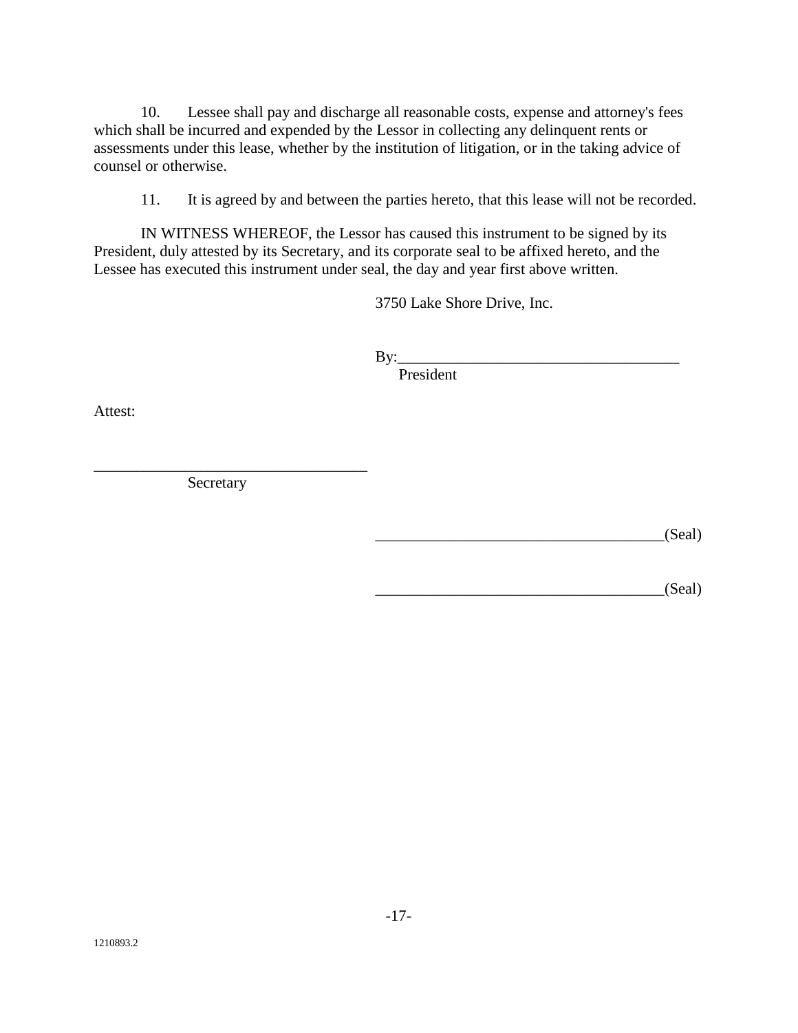10. Lessee shall pay and discharge all reasonable costs, expense and attorney's fees which shall be incurred and expended by the Lessor in collecting any delinquent rents or assessments under this lease, whether by the institution of litigation, or in the taking advice of counsel or otherwise.

11. It is agreed by and between the parties hereto, that this lease will not be recorded.

IN WITNESS WHEREOF, the Lessor has caused this instrument to be signed by its President, duly attested by its Secretary, and its corporate seal to be affixed hereto, and the Lessee has executed this instrument under seal, the day and year first above written.

3750 Lake Shore Drive, Inc.

By:_____________________________________
President

Attest:

_____________________________________
Secretary

_____________________________________(Seal)

_____________________________________(Seal)

1210893.2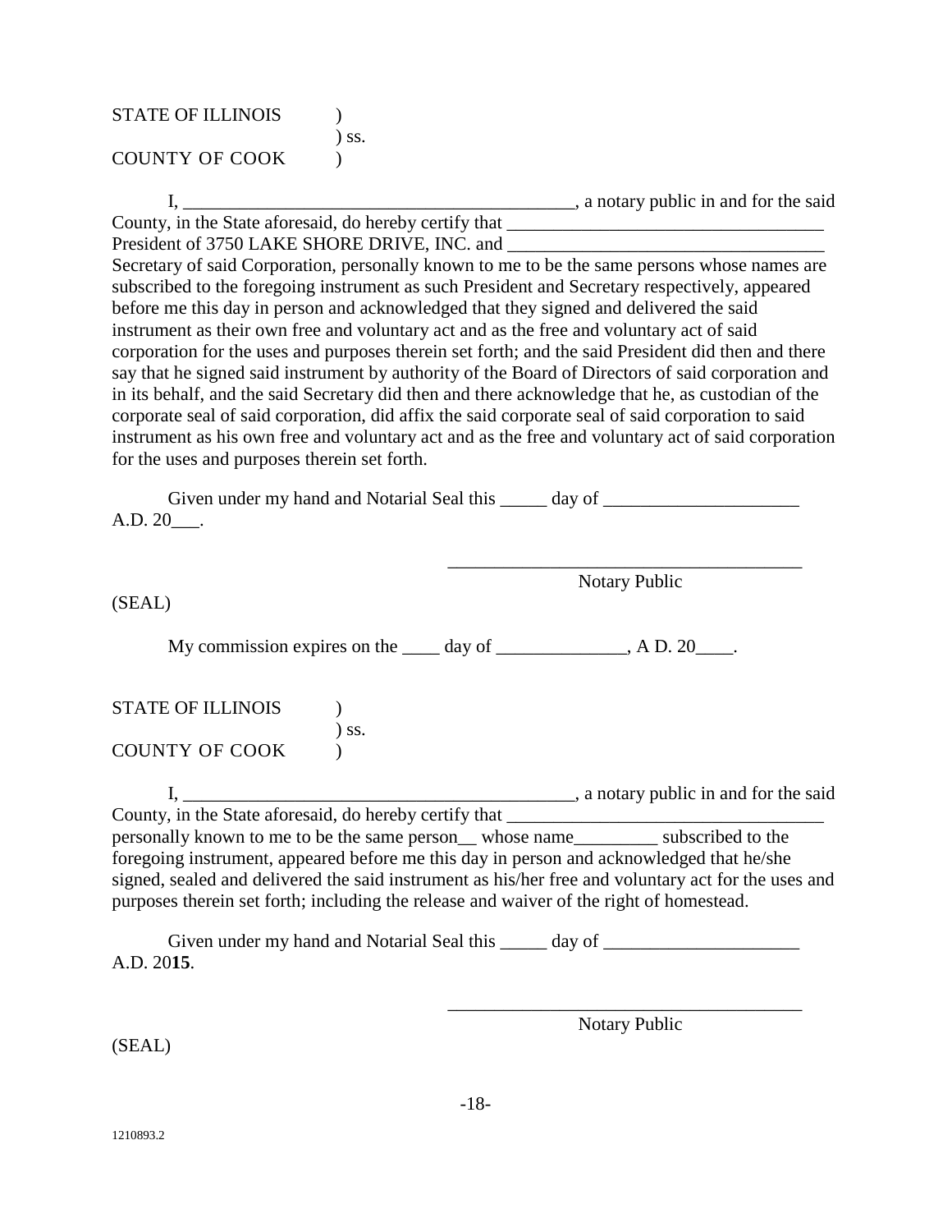STATE OF ILLINOIS )
) ss.
COUNTY OF COOK )

I, ___________________________________________, a notary public in and for the said County, in the State aforesaid, do hereby certify that __________________________________ President of 3750 LAKE SHORE DRIVE, INC. and __________________________________ Secretary of said Corporation, personally known to me to be the same persons whose names are subscribed to the foregoing instrument as such President and Secretary respectively, appeared before me this day in person and acknowledged that they signed and delivered the said instrument as their own free and voluntary act and as the free and voluntary act of said corporation for the uses and purposes therein set forth; and the said President did then and there say that he signed said instrument by authority of the Board of Directors of said corporation and in its behalf, and the said Secretary did then and there acknowledge that he, as custodian of the corporate seal of said corporation, did affix the said corporate seal of said corporation to said instrument as his own free and voluntary act and as the free and voluntary act of said corporation for the uses and purposes therein set forth.

Given under my hand and Notarial Seal this _____ day of _____________________ A.D. 20___.

_______________________________________
Notary Public

(SEAL)

My commission expires on the ____ day of ______________, A D. 20____.

STATE OF ILLINOIS )
) ss.
COUNTY OF COOK )

I, ___________________________________________, a notary public in and for the said County, in the State aforesaid, do hereby certify that __________________________________ personally known to me to be the same person__ whose name_________ subscribed to the foregoing instrument, appeared before me this day in person and acknowledged that he/she signed, sealed and delivered the said instrument as his/her free and voluntary act for the uses and purposes therein set forth; including the release and waiver of the right of homestead.

Given under my hand and Notarial Seal this _____ day of _____________________ A.D. 20**15**.

_______________________________________
Notary Public

(SEAL)

1210893.2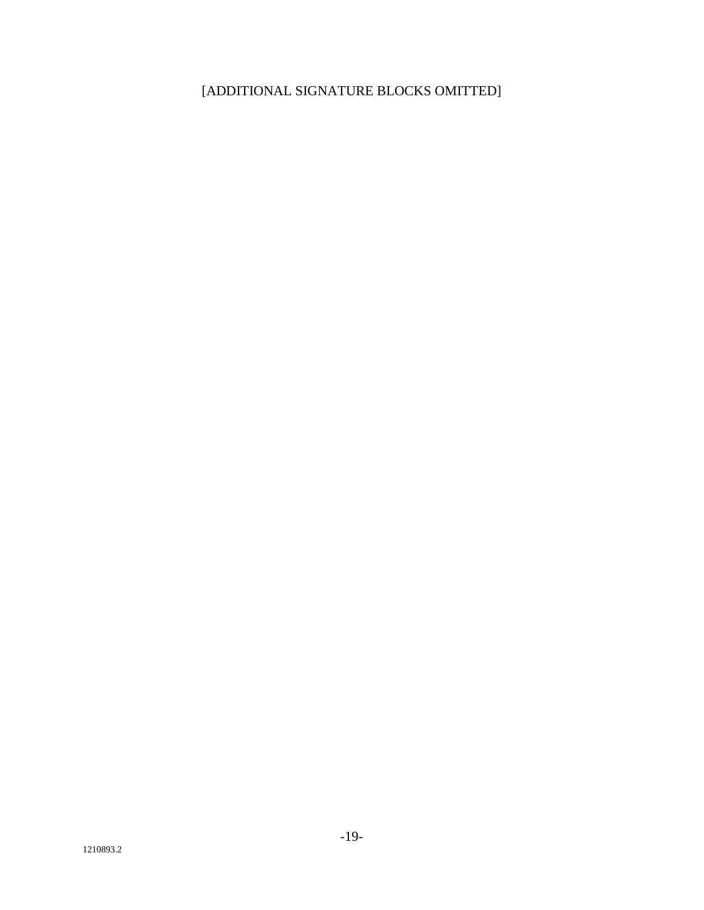[ADDITIONAL SIGNATURE BLOCKS OMITTED]

1210893.2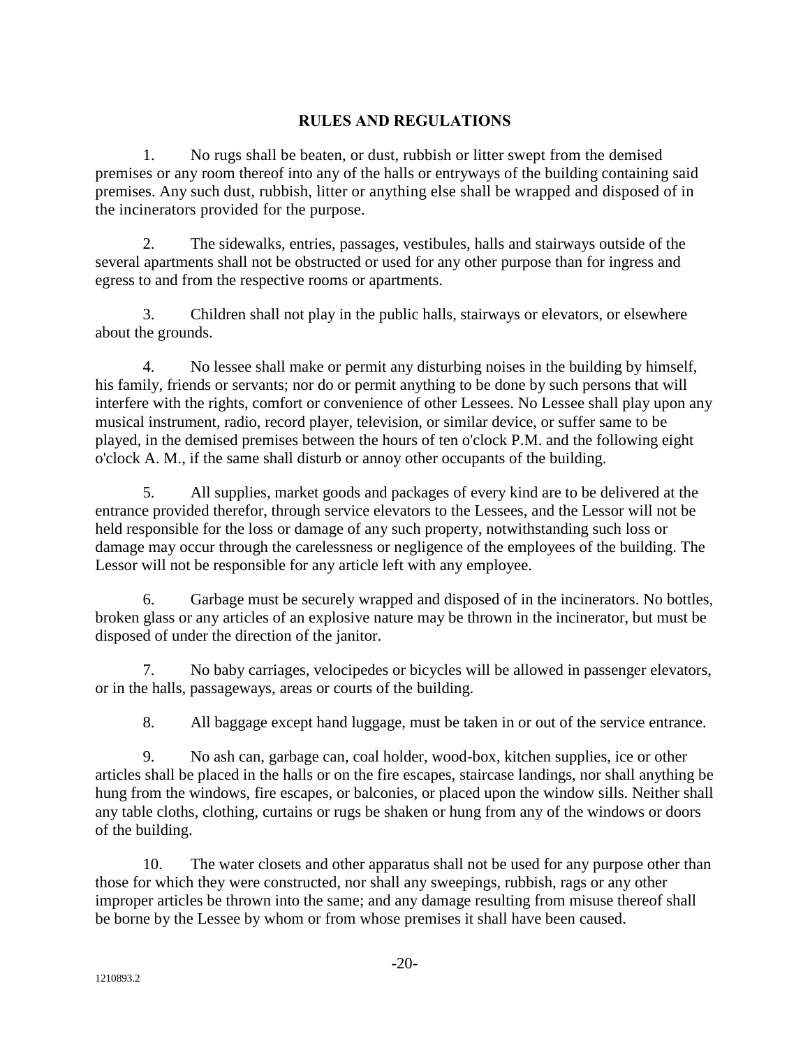# RULES AND REGULATIONS

1. No rugs shall be beaten, or dust, rubbish or litter swept from the demised premises or any room thereof into any of the halls or entryways of the building containing said premises. Any such dust, rubbish, litter or anything else shall be wrapped and disposed of in the incinerators provided for the purpose.

2. The sidewalks, entries, passages, vestibules, halls and stairways outside of the several apartments shall not be obstructed or used for any other purpose than for ingress and egress to and from the respective rooms or apartments.

3. Children shall not play in the public halls, stairways or elevators, or elsewhere about the grounds.

4. No lessee shall make or permit any disturbing noises in the building by himself, his family, friends or servants; nor do or permit anything to be done by such persons that will interfere with the rights, comfort or convenience of other Lessees. No Lessee shall play upon any musical instrument, radio, record player, television, or similar device, or suffer same to be played, in the demised premises between the hours of ten o'clock P.M. and the following eight o'clock A. M., if the same shall disturb or annoy other occupants of the building.

5. All supplies, market goods and packages of every kind are to be delivered at the entrance provided therefor, through service elevators to the Lessees, and the Lessor will not be held responsible for the loss or damage of any such property, notwithstanding such loss or damage may occur through the carelessness or negligence of the employees of the building. The Lessor will not be responsible for any article left with any employee.

6. Garbage must be securely wrapped and disposed of in the incinerators. No bottles, broken glass or any articles of an explosive nature may be thrown in the incinerator, but must be disposed of under the direction of the janitor.

7. No baby carriages, velocipedes or bicycles will be allowed in passenger elevators, or in the halls, passageways, areas or courts of the building.

8. All baggage except hand luggage, must be taken in or out of the service entrance.

9. No ash can, garbage can, coal holder, wood-box, kitchen supplies, ice or other articles shall be placed in the halls or on the fire escapes, staircase landings, nor shall anything be hung from the windows, fire escapes, or balconies, or placed upon the window sills. Neither shall any table cloths, clothing, curtains or rugs be shaken or hung from any of the windows or doors of the building.

10. The water closets and other apparatus shall not be used for any purpose other than those for which they were constructed, nor shall any sweepings, rubbish, rags or any other improper articles be thrown into the same; and any damage resulting from misuse thereof shall be borne by the Lessee by whom or from whose premises it shall have been caused.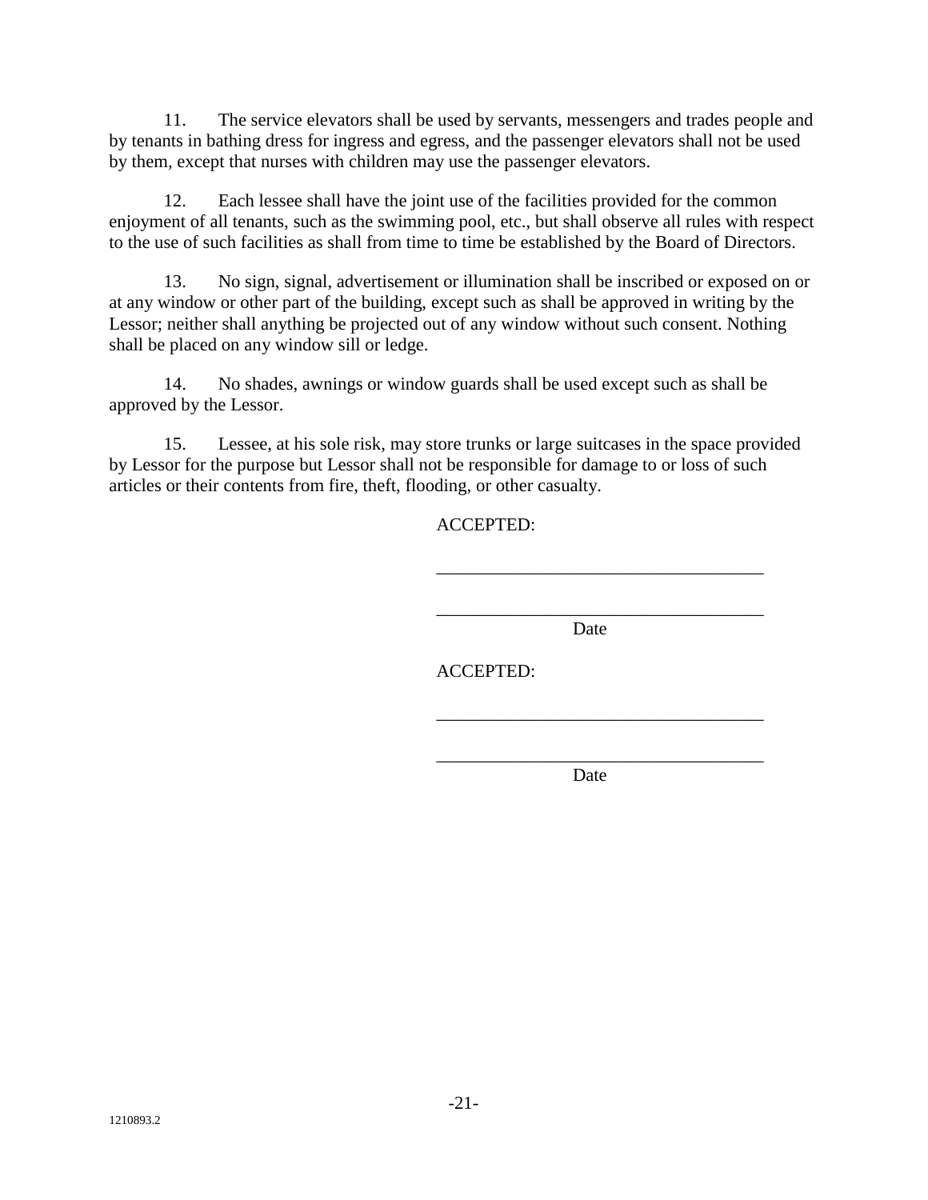11. The service elevators shall be used by servants, messengers and trades people and by tenants in bathing dress for ingress and egress, and the passenger elevators shall not be used by them, except that nurses with children may use the passenger elevators.

12. Each lessee shall have the joint use of the facilities provided for the common enjoyment of all tenants, such as the swimming pool, etc., but shall observe all rules with respect to the use of such facilities as shall from time to time be established by the Board of Directors.

13. No sign, signal, advertisement or illumination shall be inscribed or exposed on or at any window or other part of the building, except such as shall be approved in writing by the Lessor; neither shall anything be projected out of any window without such consent. Nothing shall be placed on any window sill or ledge.

14. No shades, awnings or window guards shall be used except such as shall be approved by the Lessor.

15. Lessee, at his sole risk, may store trunks or large suitcases in the space provided by Lessor for the purpose but Lessor shall not be responsible for damage to or loss of such articles or their contents from fire, theft, flooding, or other casualty.

ACCEPTED:

\_\_\_\_\_\_\_\_\_\_\_\_\_\_\_\_\_\_\_\_\_\_\_\_\_\_\_\_\_\_\_\_\_\_\_\_

\_\_\_\_\_\_\_\_\_\_\_\_\_\_\_\_\_\_\_\_\_\_\_\_\_\_\_\_\_\_\_\_\_\_\_\_
Date

ACCEPTED:

\_\_\_\_\_\_\_\_\_\_\_\_\_\_\_\_\_\_\_\_\_\_\_\_\_\_\_\_\_\_\_\_\_\_\_\_

\_\_\_\_\_\_\_\_\_\_\_\_\_\_\_\_\_\_\_\_\_\_\_\_\_\_\_\_\_\_\_\_\_\_\_\_
Date

1210893.2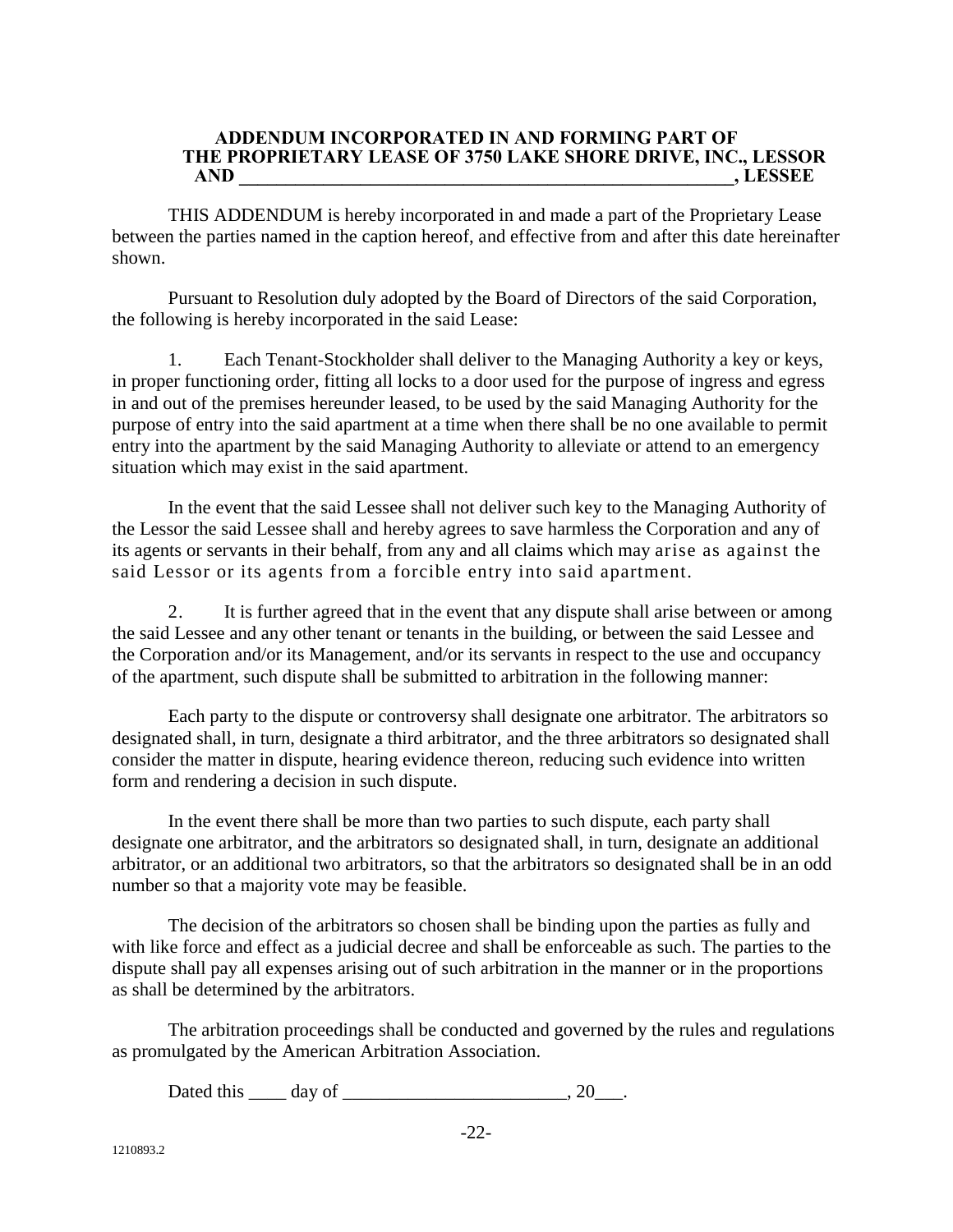**ADDENDUM INCORPORATED IN AND FORMING PART OF THE PROPRIETARY LEASE OF 3750 LAKE SHORE DRIVE, INC., LESSOR AND \_\_\_\_\_\_\_\_\_\_\_\_\_\_\_\_\_\_\_\_\_\_\_\_\_\_\_\_\_\_\_\_\_\_\_\_\_\_\_\_\_\_\_\_\_\_\_\_\_\_\_\_\_\_, LESSEE**

THIS ADDENDUM is hereby incorporated in and made a part of the Proprietary Lease between the parties named in the caption hereof, and effective from and after this date hereinafter shown.

Pursuant to Resolution duly adopted by the Board of Directors of the said Corporation, the following is hereby incorporated in the said Lease:

1. Each Tenant-Stockholder shall deliver to the Managing Authority a key or keys, in proper functioning order, fitting all locks to a door used for the purpose of ingress and egress in and out of the premises hereunder leased, to be used by the said Managing Authority for the purpose of entry into the said apartment at a time when there shall be no one available to permit entry into the apartment by the said Managing Authority to alleviate or attend to an emergency situation which may exist in the said apartment.

In the event that the said Lessee shall not deliver such key to the Managing Authority of the Lessor the said Lessee shall and hereby agrees to save harmless the Corporation and any of its agents or servants in their behalf, from any and all claims which may arise as against the said Lessor or its agents from a forcible entry into said apartment.

2. It is further agreed that in the event that any dispute shall arise between or among the said Lessee and any other tenant or tenants in the building, or between the said Lessee and the Corporation and/or its Management, and/or its servants in respect to the use and occupancy of the apartment, such dispute shall be submitted to arbitration in the following manner:

Each party to the dispute or controversy shall designate one arbitrator. The arbitrators so designated shall, in turn, designate a third arbitrator, and the three arbitrators so designated shall consider the matter in dispute, hearing evidence thereon, reducing such evidence into written form and rendering a decision in such dispute.

In the event there shall be more than two parties to such dispute, each party shall designate one arbitrator, and the arbitrators so designated shall, in turn, designate an additional arbitrator, or an additional two arbitrators, so that the arbitrators so designated shall be in an odd number so that a majority vote may be feasible.

The decision of the arbitrators so chosen shall be binding upon the parties as fully and with like force and effect as a judicial decree and shall be enforceable as such. The parties to the dispute shall pay all expenses arising out of such arbitration in the manner or in the proportions as shall be determined by the arbitrators.

The arbitration proceedings shall be conducted and governed by the rules and regulations as promulgated by the American Arbitration Association.

Dated this \_\_\_\_ day of \_\_\_\_\_\_\_\_\_\_\_\_\_\_\_\_\_\_\_\_\_\_\_\_, 20\_\_\_.

1210893.2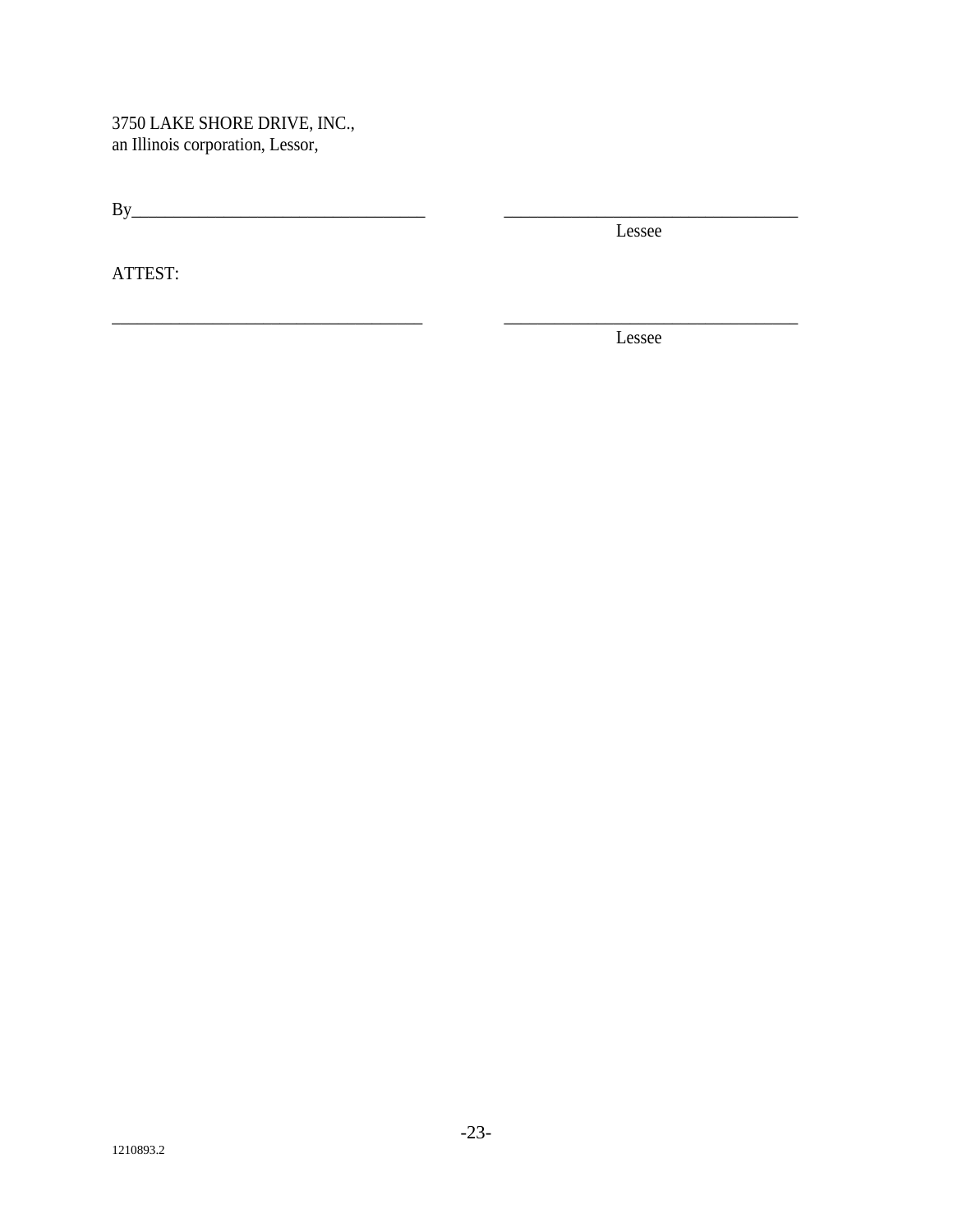3750 LAKE SHORE DRIVE, INC.,
an Illinois corporation, Lessor,

By___________________________________ ___________________________________
Lessee

ATTEST:

_____________________________________ ___________________________________
Lessee

1210893.2